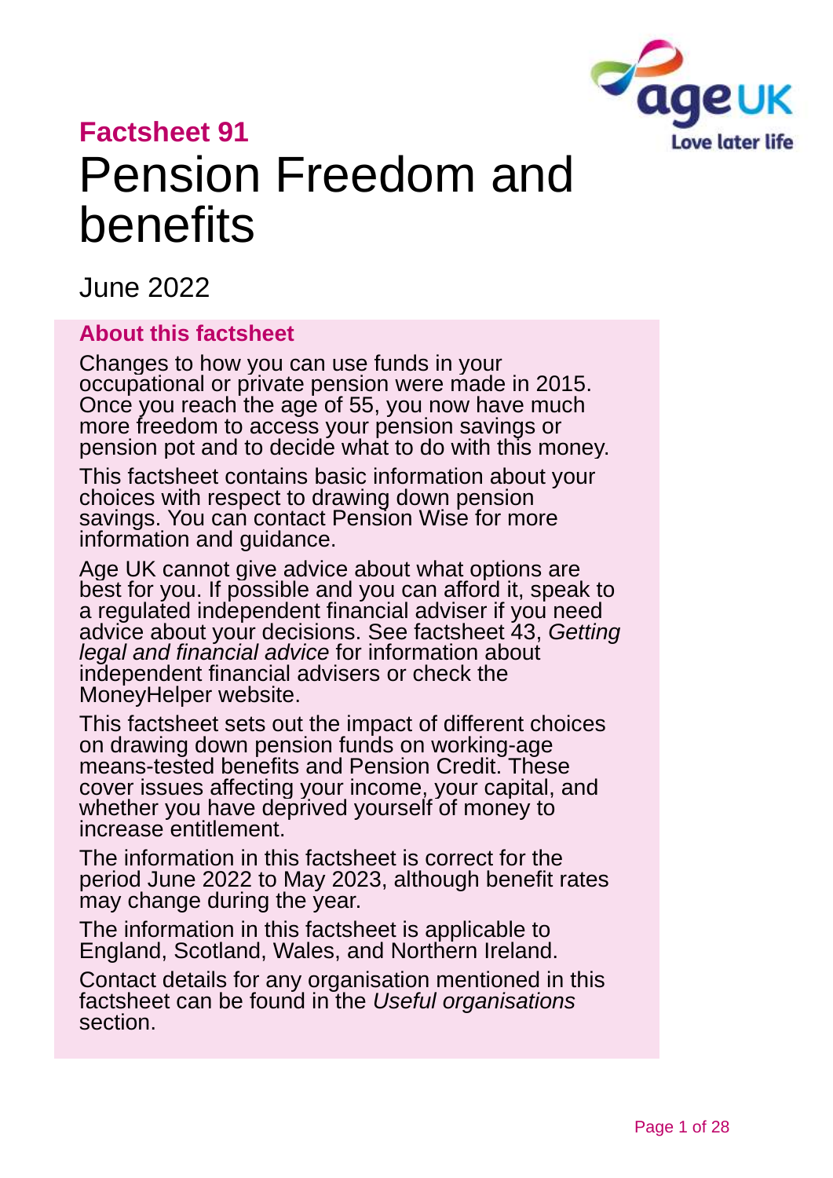**Factsheet 91**

# Pension Freedom and benefits

June 2022

## About this factsheet

Changes to how you can use funds in your occupational or private pension were made in 2015. Once you reach the age of 55, you now have much more freedom to access your pension savings or pension pot and to decide what to do with this money.

This factsheet contains basic information about your choices with respect to drawing down pension savings. You can contact Pension Wise for more information and guidance.

Age UK cannot give advice about what options are best for you. If possible and you can afford it, speak to a regulated independent financial adviser if you need advice about your decisions. See factsheet 43, *Getting legal and financial advice* for information about independent financial advisers or check the MoneyHelper website.

This factsheet sets out the impact of different choices on drawing down pension funds on working-age means-tested benefits and Pension Credit. These cover issues affecting your income, your capital, and whether you have deprived yourself of money to increase entitlement.

The information in this factsheet is correct for the period June 2022 to May 2023, although benefit rates may change during the year.

The information in this factsheet is applicable to England, Scotland, Wales, and Northern Ireland.

Contact details for any organisation mentioned in this factsheet can be found in the *Useful organisations* section.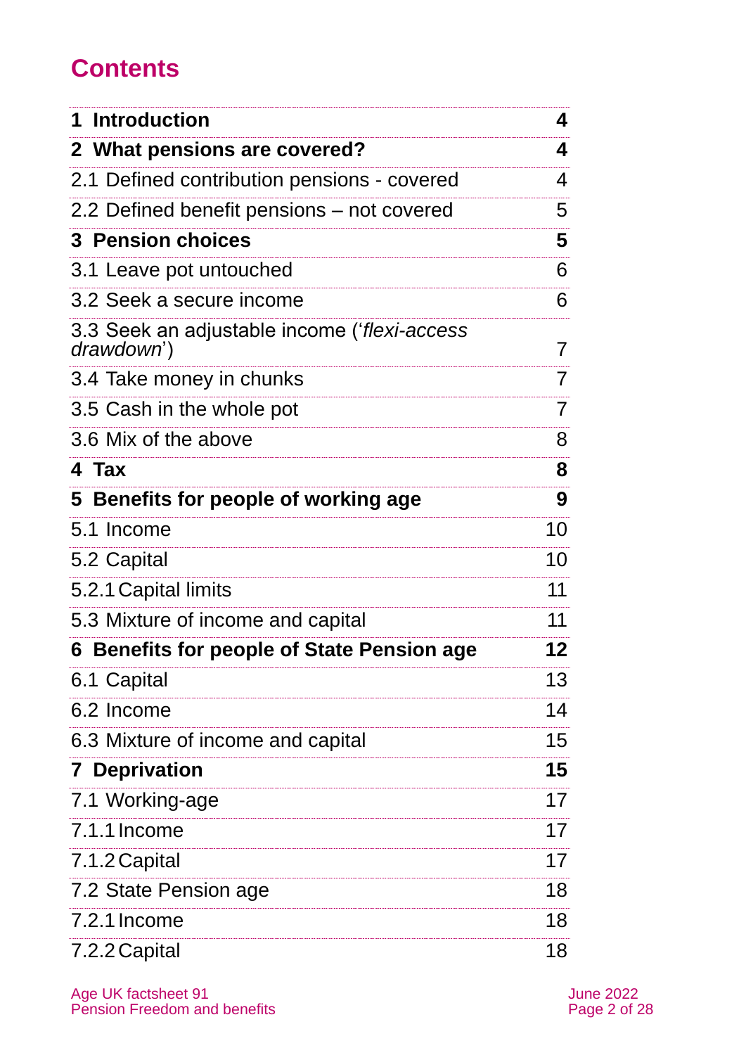## Contents

| | |
|---|---|
| **1 Introduction** | **4** |
| **2 What pensions are covered?** | **4** |
| 2.1 Defined contribution pensions - covered | 4 |
| 2.2 Defined benefit pensions – not covered | 5 |
| **3 Pension choices** | **5** |
| 3.1 Leave pot untouched | 6 |
| 3.2 Seek a secure income | 6 |
| 3.3 Seek an adjustable income (‘*flexi-access drawdown*’) | 7 |
| 3.4 Take money in chunks | 7 |
| 3.5 Cash in the whole pot | 7 |
| 3.6 Mix of the above | 8 |
| **4 Tax** | **8** |
| **5 Benefits for people of working age** | **9** |
| 5.1 Income | 10 |
| 5.2 Capital | 10 |
| 5.2.1 Capital limits | 11 |
| 5.3 Mixture of income and capital | 11 |
| **6 Benefits for people of State Pension age** | **12** |
| 6.1 Capital | 13 |
| 6.2 Income | 14 |
| 6.3 Mixture of income and capital | 15 |
| **7 Deprivation** | **15** |
| 7.1 Working-age | 17 |
| 7.1.1 Income | 17 |
| 7.1.2 Capital | 17 |
| 7.2 State Pension age | 18 |
| 7.2.1 Income | 18 |
| 7.2.2 Capital | 18 |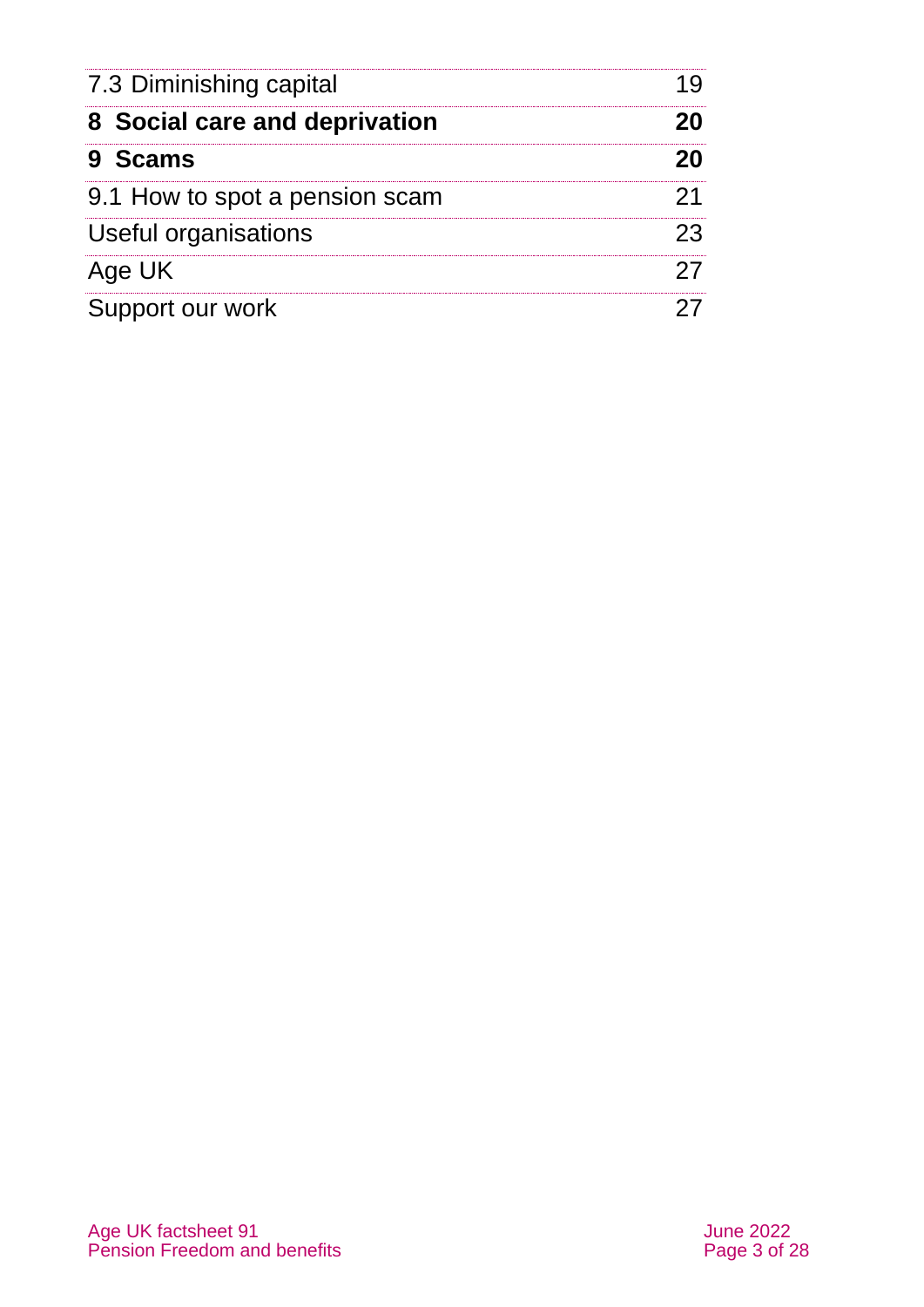| | |
|---|---|
| 7.3 Diminishing capital | 19 |
| **8 Social care and deprivation** | **20** |
| **9 Scams** | **20** |
| 9.1 How to spot a pension scam | 21 |
| Useful organisations | 23 |
| Age UK | 27 |
| Support our work | 27 |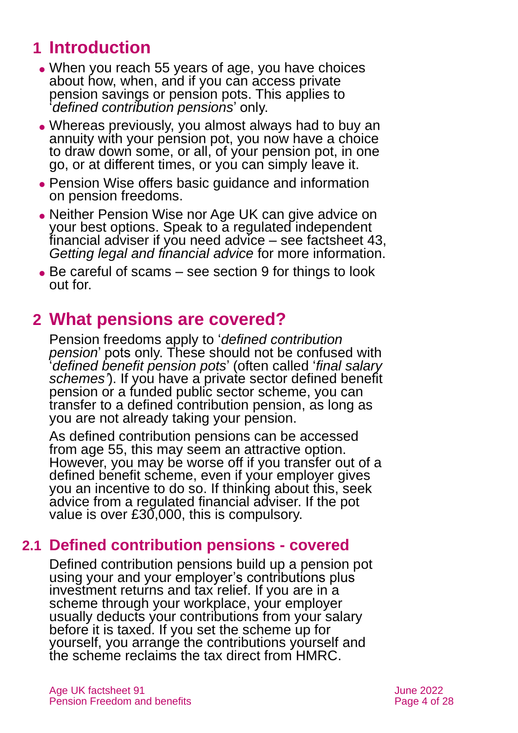# 1 Introduction

- When you reach 55 years of age, you have choices about how, when, and if you can access private pension savings or pension pots. This applies to '*defined contribution pensions*' only.
- Whereas previously, you almost always had to buy an annuity with your pension pot, you now have a choice to draw down some, or all, of your pension pot, in one go, or at different times, or you can simply leave it.
- Pension Wise offers basic guidance and information on pension freedoms.
- Neither Pension Wise nor Age UK can give advice on your best options. Speak to a regulated independent financial adviser if you need advice – see factsheet 43, *Getting legal and financial advice* for more information.
- Be careful of scams – see section 9 for things to look out for.

# 2 What pensions are covered?

Pension freedoms apply to '*defined contribution pension*' pots only. These should not be confused with '*defined benefit pension pots*' (often called '*final salary schemes'*). If you have a private sector defined benefit pension or a funded public sector scheme, you can transfer to a defined contribution pension, as long as you are not already taking your pension.

As defined contribution pensions can be accessed from age 55, this may seem an attractive option. However, you may be worse off if you transfer out of a defined benefit scheme, even if your employer gives you an incentive to do so. If thinking about this, seek advice from a regulated financial adviser. If the pot value is over £30,000, this is compulsory.

## 2.1 Defined contribution pensions - covered

Defined contribution pensions build up a pension pot using your and your employer's contributions plus investment returns and tax relief. If you are in a scheme through your workplace, your employer usually deducts your contributions from your salary before it is taxed. If you set the scheme up for yourself, you arrange the contributions yourself and the scheme reclaims the tax direct from HMRC.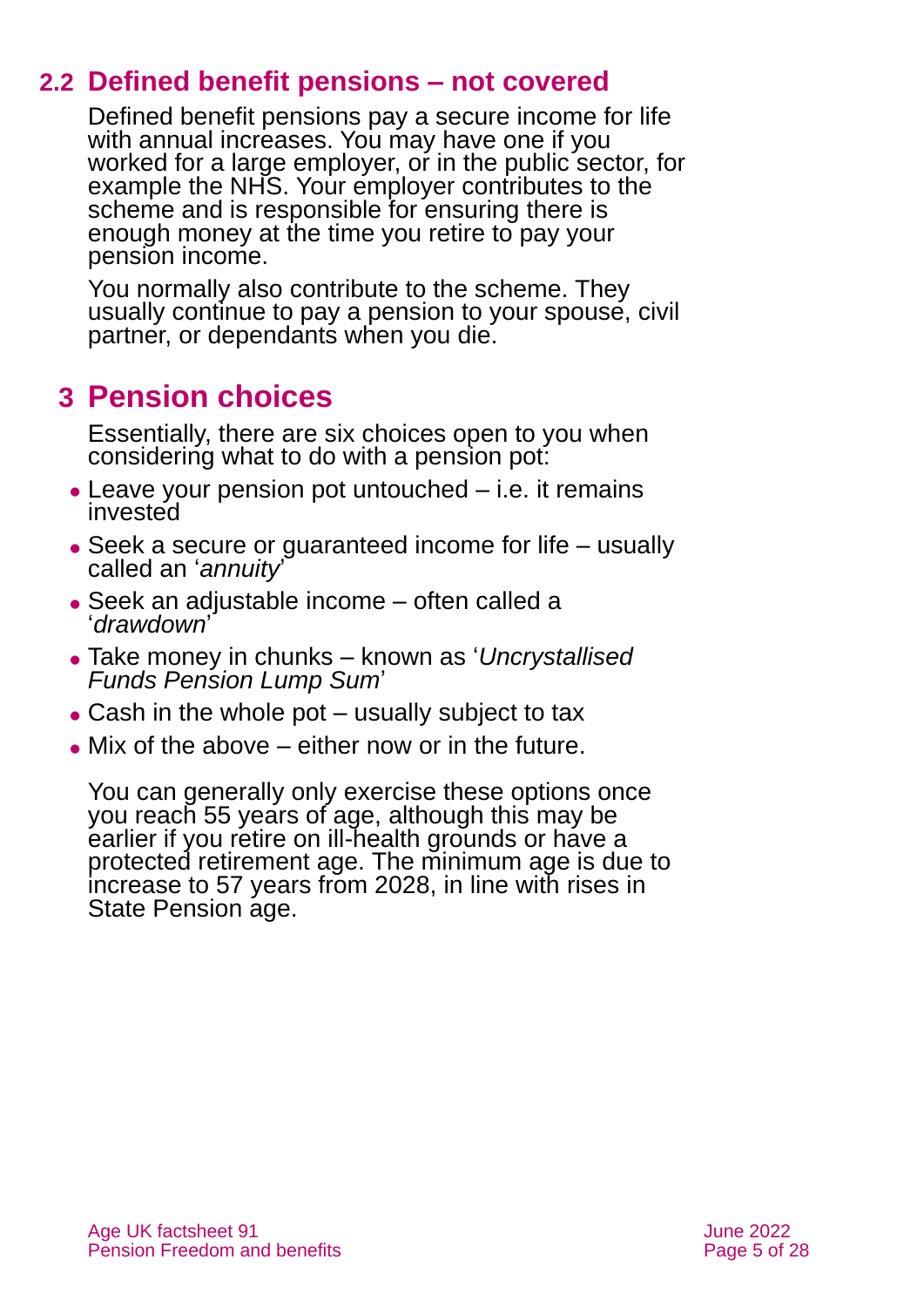## 2.2 Defined benefit pensions – not covered

Defined benefit pensions pay a secure income for life with annual increases. You may have one if you worked for a large employer, or in the public sector, for example the NHS. Your employer contributes to the scheme and is responsible for ensuring there is enough money at the time you retire to pay your pension income.

You normally also contribute to the scheme. They usually continue to pay a pension to your spouse, civil partner, or dependants when you die.

# 3 Pension choices

Essentially, there are six choices open to you when considering what to do with a pension pot:

- Leave your pension pot untouched – i.e. it remains invested
- Seek a secure or guaranteed income for life – usually called an '*annuity*'
- Seek an adjustable income – often called a '*drawdown*'
- Take money in chunks – known as '*Uncrystallised Funds Pension Lump Sum*'
- Cash in the whole pot – usually subject to tax
- Mix of the above – either now or in the future.

You can generally only exercise these options once you reach 55 years of age, although this may be earlier if you retire on ill-health grounds or have a protected retirement age. The minimum age is due to increase to 57 years from 2028, in line with rises in State Pension age.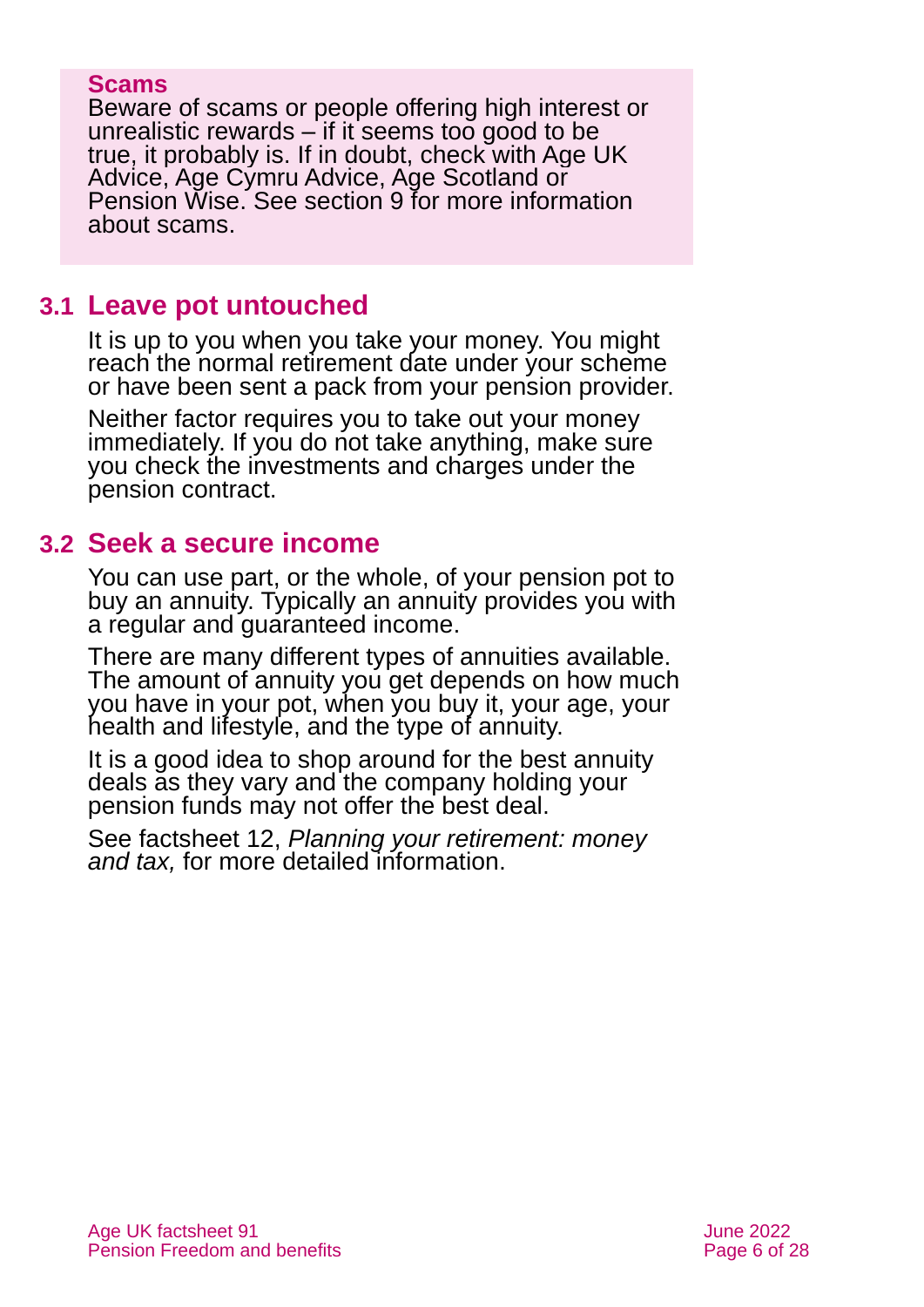**Scams**

Beware of scams or people offering high interest or unrealistic rewards – if it seems too good to be true, it probably is. If in doubt, check with Age UK Advice, Age Cymru Advice, Age Scotland or Pension Wise. See section 9 for more information about scams.

## 3.1 Leave pot untouched

It is up to you when you take your money. You might reach the normal retirement date under your scheme or have been sent a pack from your pension provider.

Neither factor requires you to take out your money immediately. If you do not take anything, make sure you check the investments and charges under the pension contract.

## 3.2 Seek a secure income

You can use part, or the whole, of your pension pot to buy an annuity. Typically an annuity provides you with a regular and guaranteed income.

There are many different types of annuities available. The amount of annuity you get depends on how much you have in your pot, when you buy it, your age, your health and lifestyle, and the type of annuity.

It is a good idea to shop around for the best annuity deals as they vary and the company holding your pension funds may not offer the best deal.

See factsheet 12, *Planning your retirement: money and tax,* for more detailed information.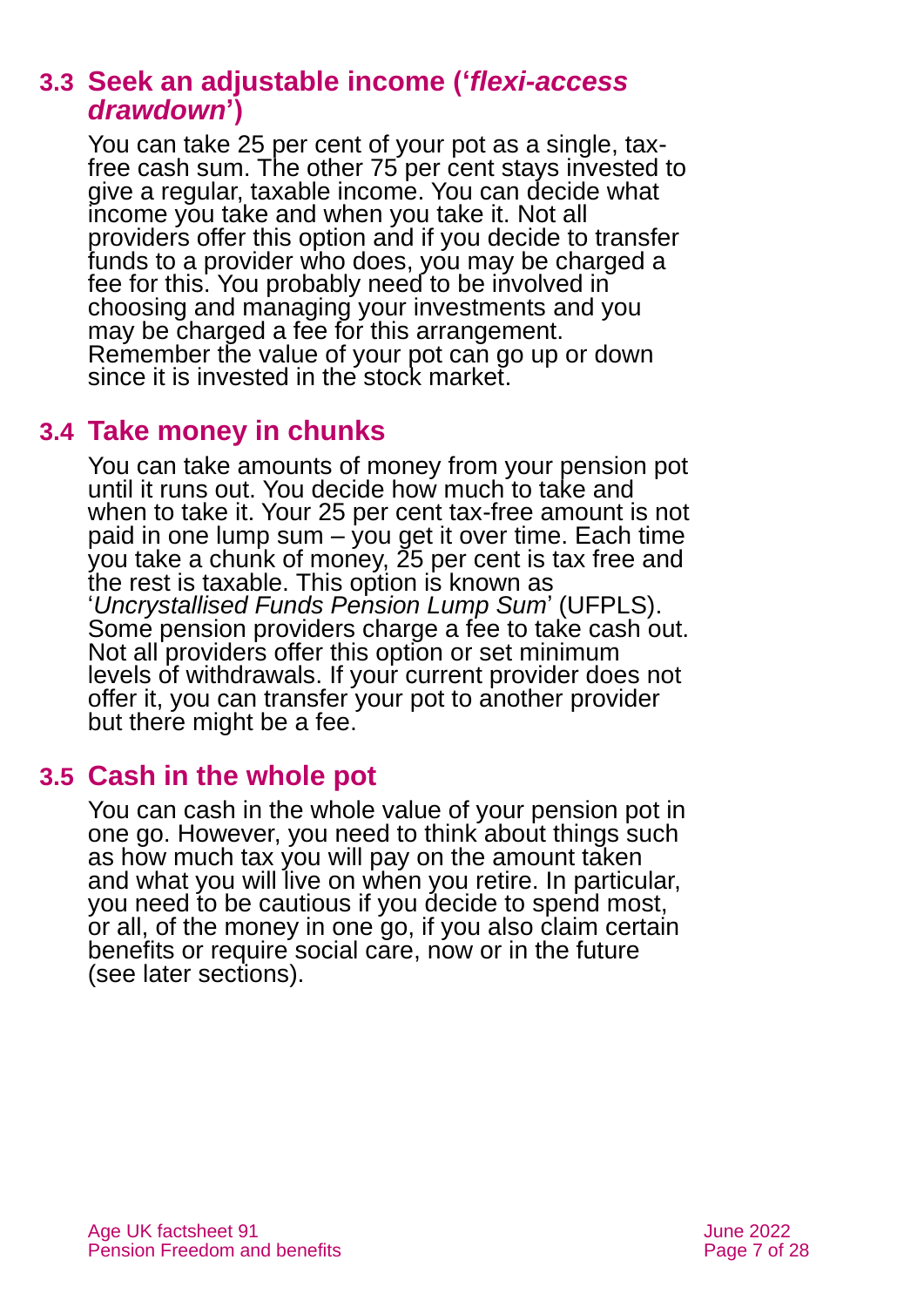## 3.3 Seek an adjustable income ('*flexi-access drawdown*')

You can take 25 per cent of your pot as a single, tax-free cash sum. The other 75 per cent stays invested to give a regular, taxable income. You can decide what income you take and when you take it. Not all providers offer this option and if you decide to transfer funds to a provider who does, you may be charged a fee for this. You probably need to be involved in choosing and managing your investments and you may be charged a fee for this arrangement. Remember the value of your pot can go up or down since it is invested in the stock market.

## 3.4 Take money in chunks

You can take amounts of money from your pension pot until it runs out. You decide how much to take and when to take it. Your 25 per cent tax-free amount is not paid in one lump sum – you get it over time. Each time you take a chunk of money, 25 per cent is tax free and the rest is taxable. This option is known as '*Uncrystallised Funds Pension Lump Sum*' (UFPLS). Some pension providers charge a fee to take cash out. Not all providers offer this option or set minimum levels of withdrawals. If your current provider does not offer it, you can transfer your pot to another provider but there might be a fee.

## 3.5 Cash in the whole pot

You can cash in the whole value of your pension pot in one go. However, you need to think about things such as how much tax you will pay on the amount taken and what you will live on when you retire. In particular, you need to be cautious if you decide to spend most, or all, of the money in one go, if you also claim certain benefits or require social care, now or in the future (see later sections).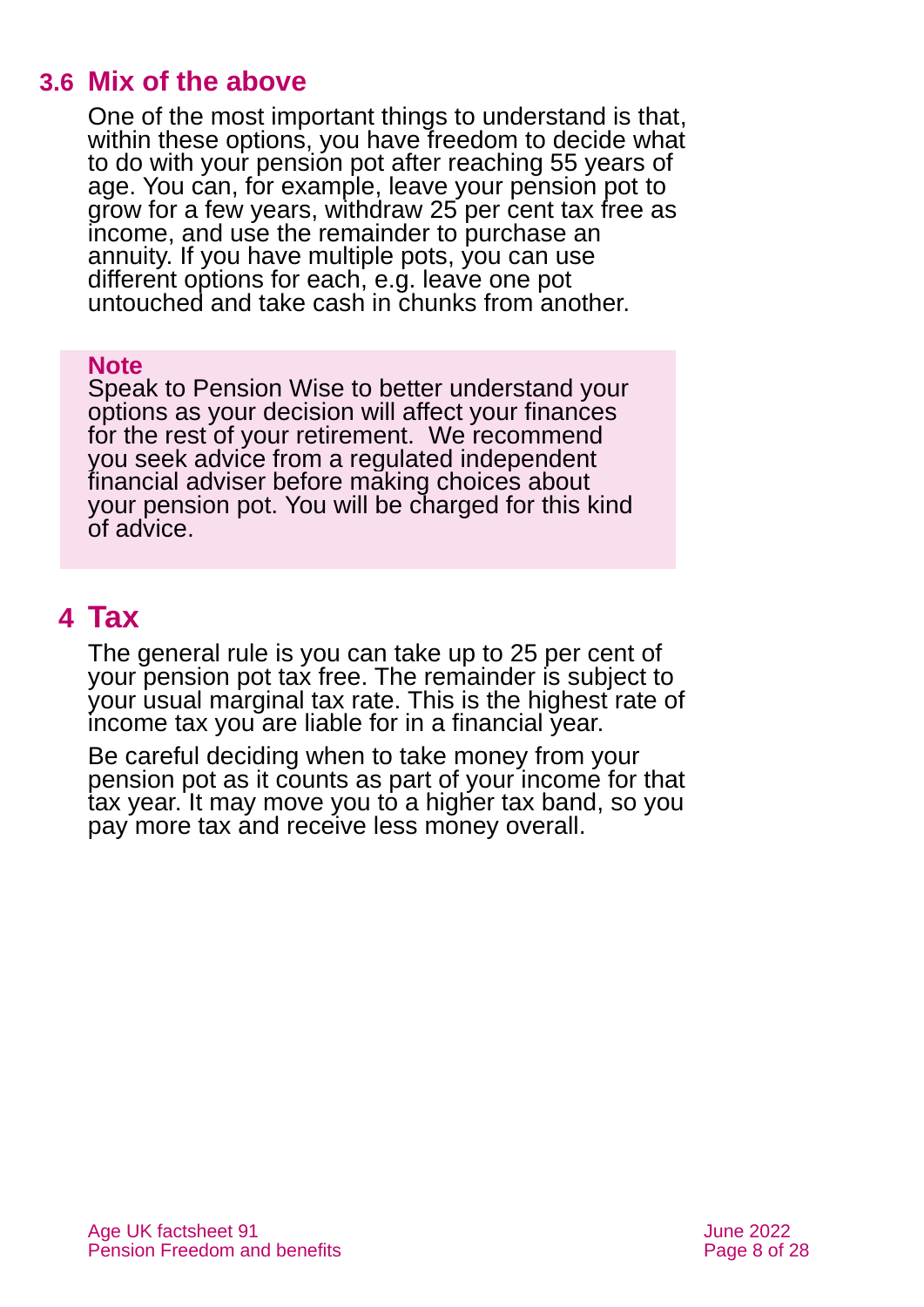### 3.6 Mix of the above

One of the most important things to understand is that, within these options, you have freedom to decide what to do with your pension pot after reaching 55 years of age. You can, for example, leave your pension pot to grow for a few years, withdraw 25 per cent tax free as income, and use the remainder to purchase an annuity. If you have multiple pots, you can use different options for each, e.g. leave one pot untouched and take cash in chunks from another.

> **Note**
> Speak to Pension Wise to better understand your options as your decision will affect your finances for the rest of your retirement. We recommend you seek advice from a regulated independent financial adviser before making choices about your pension pot. You will be charged for this kind of advice.

## 4 Tax

The general rule is you can take up to 25 per cent of your pension pot tax free. The remainder is subject to your usual marginal tax rate. This is the highest rate of income tax you are liable for in a financial year.

Be careful deciding when to take money from your pension pot as it counts as part of your income for that tax year. It may move you to a higher tax band, so you pay more tax and receive less money overall.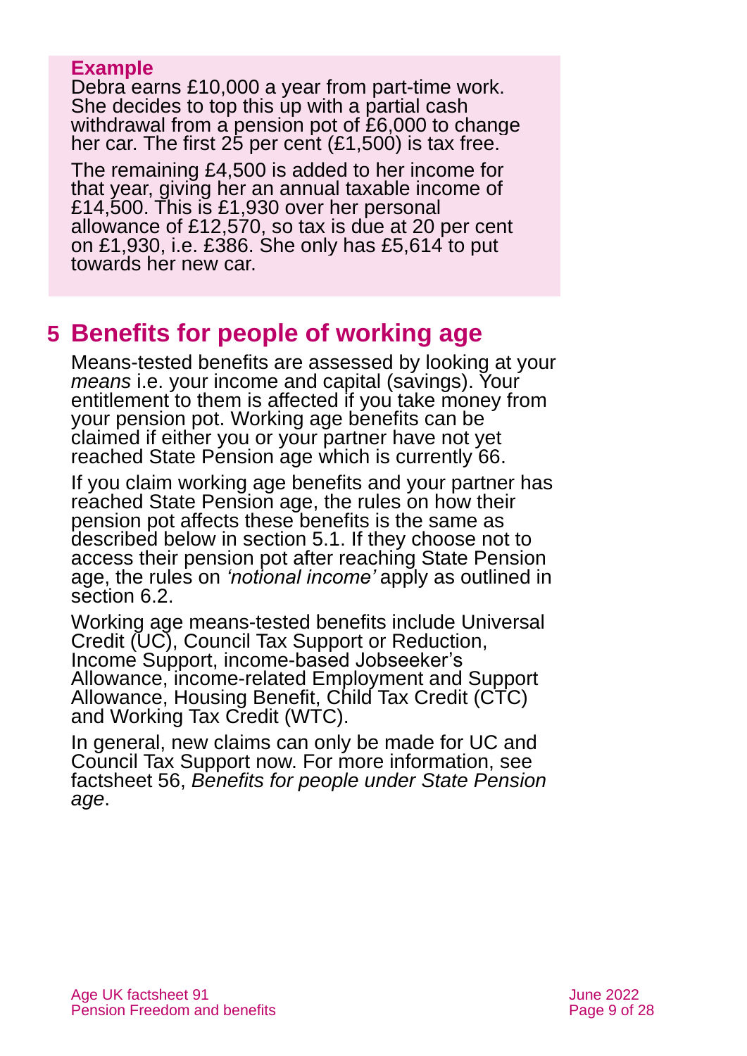**Example**

Debra earns £10,000 a year from part-time work. She decides to top this up with a partial cash withdrawal from a pension pot of £6,000 to change her car. The first 25 per cent (£1,500) is tax free.

The remaining £4,500 is added to her income for that year, giving her an annual taxable income of £14,500. This is £1,930 over her personal allowance of £12,570, so tax is due at 20 per cent on £1,930, i.e. £386. She only has £5,614 to put towards her new car.

## 5 Benefits for people of working age

Means-tested benefits are assessed by looking at your *means* i.e. your income and capital (savings). Your entitlement to them is affected if you take money from your pension pot. Working age benefits can be claimed if either you or your partner have not yet reached State Pension age which is currently 66.

If you claim working age benefits and your partner has reached State Pension age, the rules on how their pension pot affects these benefits is the same as described below in section 5.1. If they choose not to access their pension pot after reaching State Pension age, the rules on *'notional income'* apply as outlined in section 6.2.

Working age means-tested benefits include Universal Credit (UC), Council Tax Support or Reduction, Income Support, income-based Jobseeker's Allowance, income-related Employment and Support Allowance, Housing Benefit, Child Tax Credit (CTC) and Working Tax Credit (WTC).

In general, new claims can only be made for UC and Council Tax Support now. For more information, see factsheet 56, *Benefits for people under State Pension age*.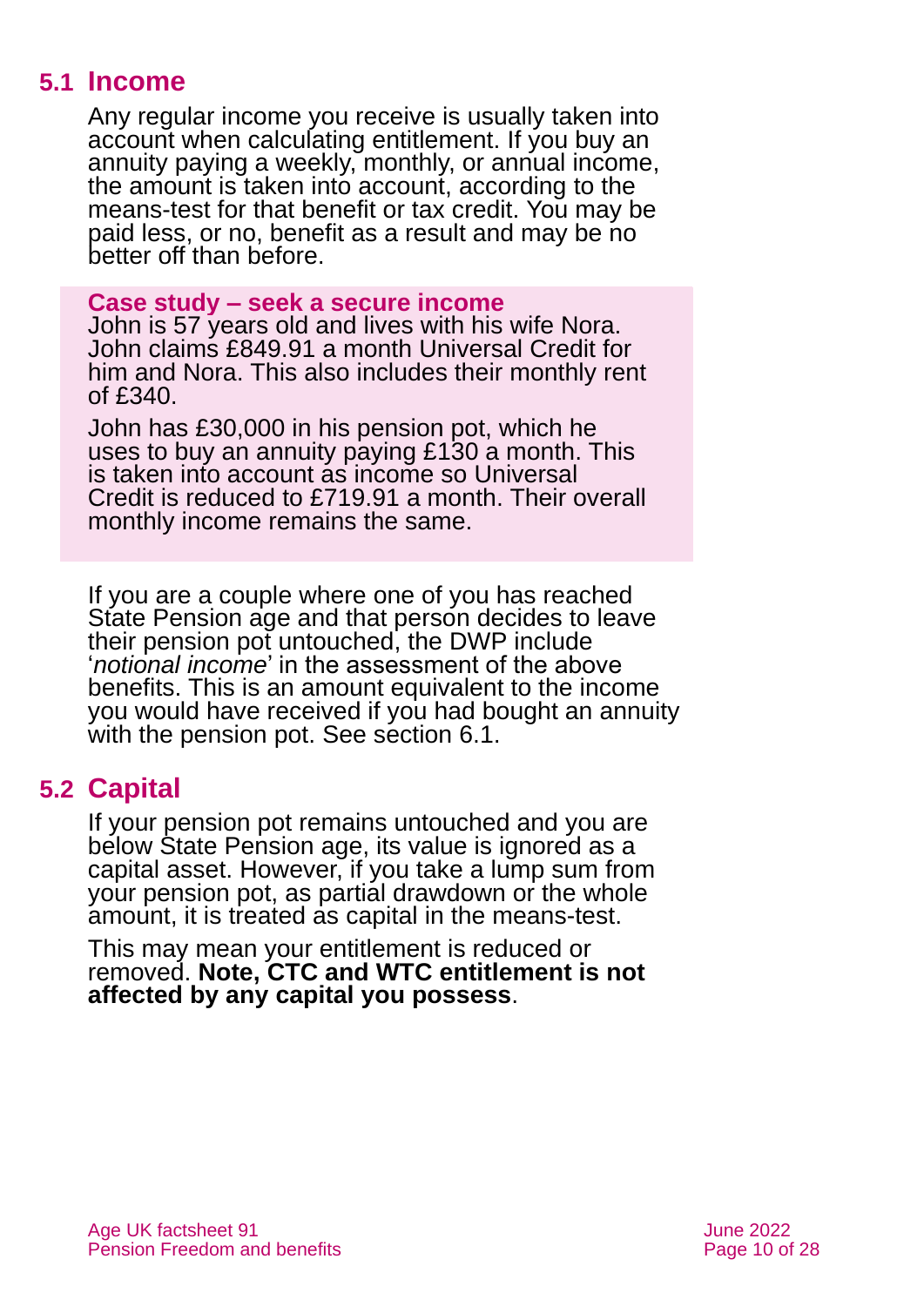## 5.1 Income

Any regular income you receive is usually taken into account when calculating entitlement. If you buy an annuity paying a weekly, monthly, or annual income, the amount is taken into account, according to the means-test for that benefit or tax credit. You may be paid less, or no, benefit as a result and may be no better off than before.

**Case study – seek a secure income**

John is 57 years old and lives with his wife Nora. John claims £849.91 a month Universal Credit for him and Nora. This also includes their monthly rent of £340.

John has £30,000 in his pension pot, which he uses to buy an annuity paying £130 a month. This is taken into account as income so Universal Credit is reduced to £719.91 a month. Their overall monthly income remains the same.

If you are a couple where one of you has reached State Pension age and that person decides to leave their pension pot untouched, the DWP include '*notional income*' in the assessment of the above benefits. This is an amount equivalent to the income you would have received if you had bought an annuity with the pension pot. See section 6.1.

## 5.2 Capital

If your pension pot remains untouched and you are below State Pension age, its value is ignored as a capital asset. However, if you take a lump sum from your pension pot, as partial drawdown or the whole amount, it is treated as capital in the means-test.

This may mean your entitlement is reduced or removed. **Note, CTC and WTC entitlement is not affected by any capital you possess**.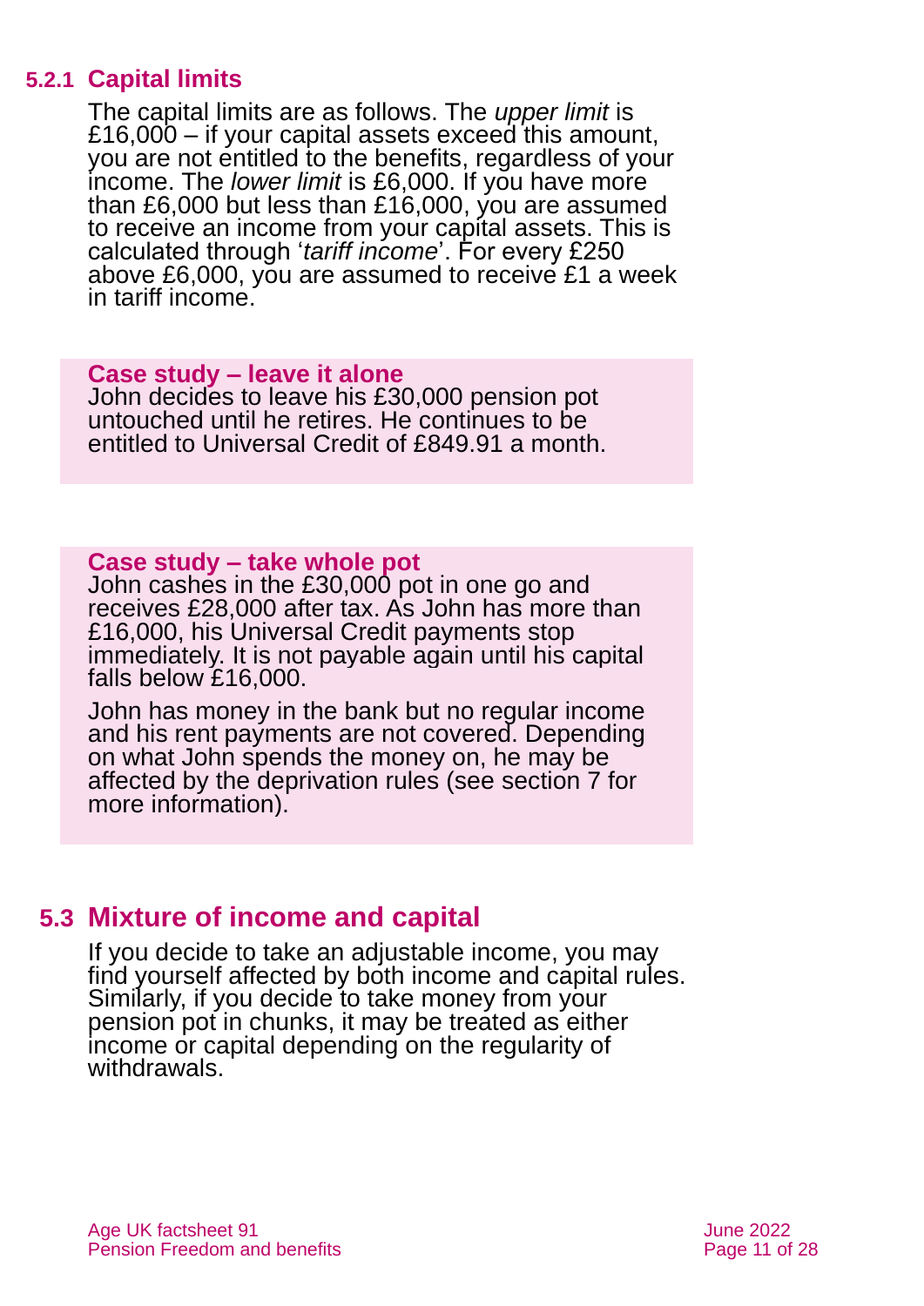### 5.2.1 Capital limits

The capital limits are as follows. The *upper limit* is £16,000 – if your capital assets exceed this amount, you are not entitled to the benefits, regardless of your income. The *lower limit* is £6,000. If you have more than £6,000 but less than £16,000, you are assumed to receive an income from your capital assets. This is calculated through '*tariff income*'. For every £250 above £6,000, you are assumed to receive £1 a week in tariff income.

**Case study – leave it alone**

John decides to leave his £30,000 pension pot untouched until he retires. He continues to be entitled to Universal Credit of £849.91 a month.

**Case study – take whole pot**

John cashes in the £30,000 pot in one go and receives £28,000 after tax. As John has more than £16,000, his Universal Credit payments stop immediately. It is not payable again until his capital falls below £16,000.

John has money in the bank but no regular income and his rent payments are not covered. Depending on what John spends the money on, he may be affected by the deprivation rules (see section 7 for more information).

## 5.3 Mixture of income and capital

If you decide to take an adjustable income, you may find yourself affected by both income and capital rules. Similarly, if you decide to take money from your pension pot in chunks, it may be treated as either income or capital depending on the regularity of withdrawals.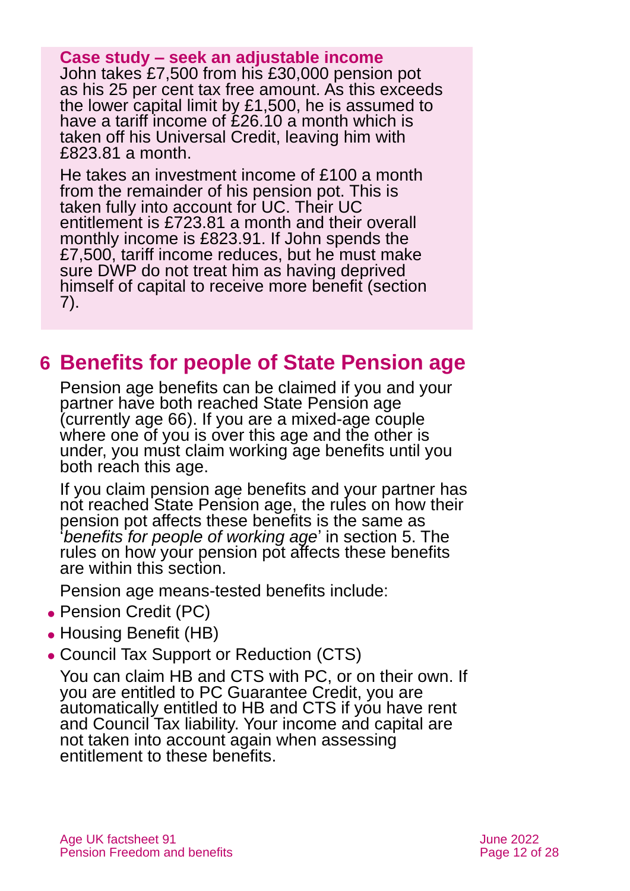**Case study – seek an adjustable income**

John takes £7,500 from his £30,000 pension pot as his 25 per cent tax free amount. As this exceeds the lower capital limit by £1,500, he is assumed to have a tariff income of £26.10 a month which is taken off his Universal Credit, leaving him with £823.81 a month.

He takes an investment income of £100 a month from the remainder of his pension pot. This is taken fully into account for UC. Their UC entitlement is £723.81 a month and their overall monthly income is £823.91. If John spends the £7,500, tariff income reduces, but he must make sure DWP do not treat him as having deprived himself of capital to receive more benefit (section 7).

## 6 Benefits for people of State Pension age

Pension age benefits can be claimed if you and your partner have both reached State Pension age (currently age 66). If you are a mixed-age couple where one of you is over this age and the other is under, you must claim working age benefits until you both reach this age.

If you claim pension age benefits and your partner has not reached State Pension age, the rules on how their pension pot affects these benefits is the same as '*benefits for people of working age*' in section 5. The rules on how your pension pot affects these benefits are within this section.

Pension age means-tested benefits include:

- Pension Credit (PC)
- Housing Benefit (HB)
- Council Tax Support or Reduction (CTS)

You can claim HB and CTS with PC, or on their own. If you are entitled to PC Guarantee Credit, you are automatically entitled to HB and CTS if you have rent and Council Tax liability. Your income and capital are not taken into account again when assessing entitlement to these benefits.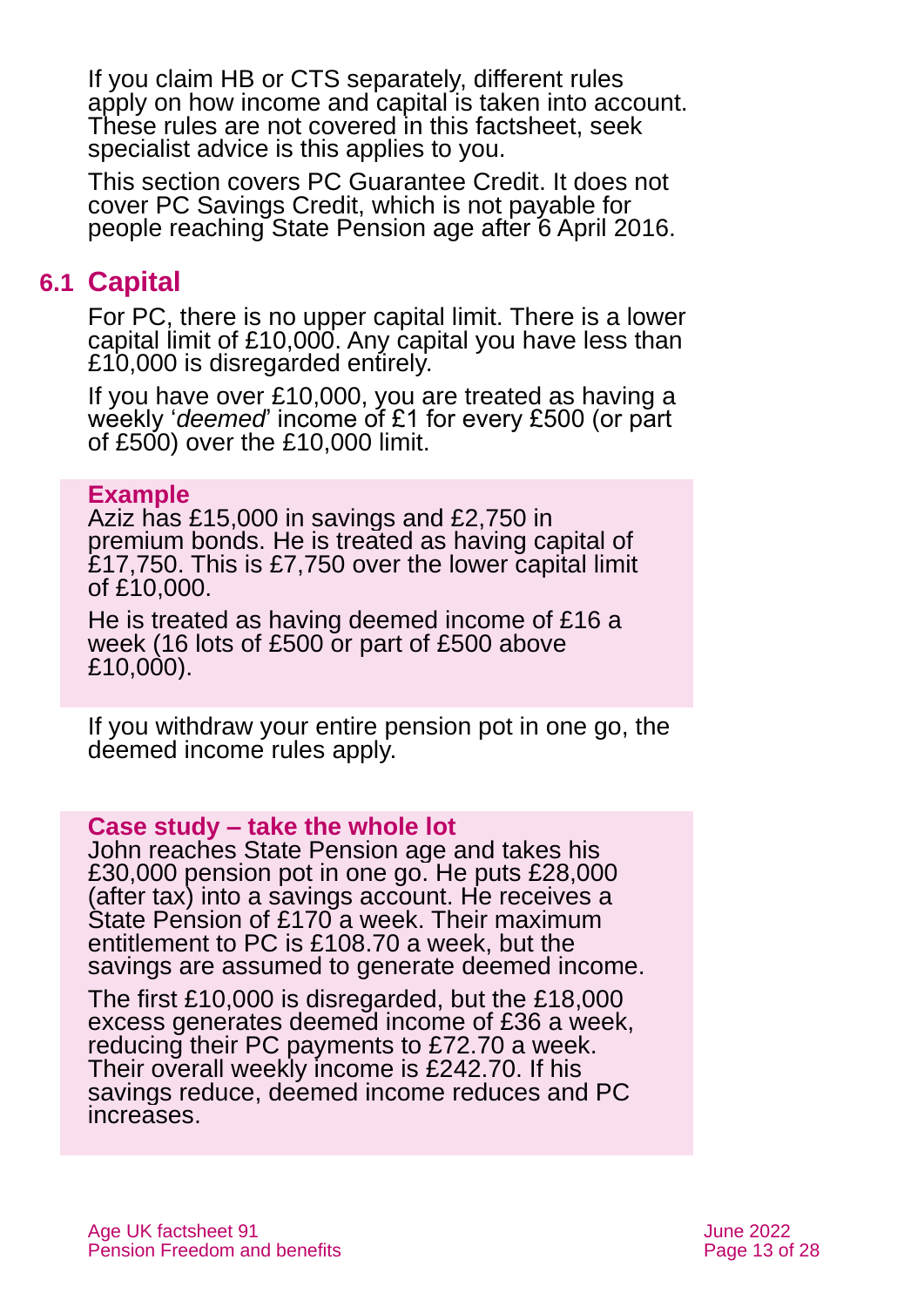If you claim HB or CTS separately, different rules apply on how income and capital is taken into account. These rules are not covered in this factsheet, seek specialist advice is this applies to you.

This section covers PC Guarantee Credit. It does not cover PC Savings Credit, which is not payable for people reaching State Pension age after 6 April 2016.

## 6.1 Capital

For PC, there is no upper capital limit. There is a lower capital limit of £10,000. Any capital you have less than £10,000 is disregarded entirely.

If you have over £10,000, you are treated as having a weekly '*deemed*' income of £1 for every £500 (or part of £500) over the £10,000 limit.

> **Example**
>
> Aziz has £15,000 in savings and £2,750 in premium bonds. He is treated as having capital of £17,750. This is £7,750 over the lower capital limit of £10,000.
>
> He is treated as having deemed income of £16 a week (16 lots of £500 or part of £500 above £10,000).

If you withdraw your entire pension pot in one go, the deemed income rules apply.

> **Case study – take the whole lot**
>
> John reaches State Pension age and takes his £30,000 pension pot in one go. He puts £28,000 (after tax) into a savings account. He receives a State Pension of £170 a week. Their maximum entitlement to PC is £108.70 a week, but the savings are assumed to generate deemed income.
>
> The first £10,000 is disregarded, but the £18,000 excess generates deemed income of £36 a week, reducing their PC payments to £72.70 a week. Their overall weekly income is £242.70. If his savings reduce, deemed income reduces and PC increases.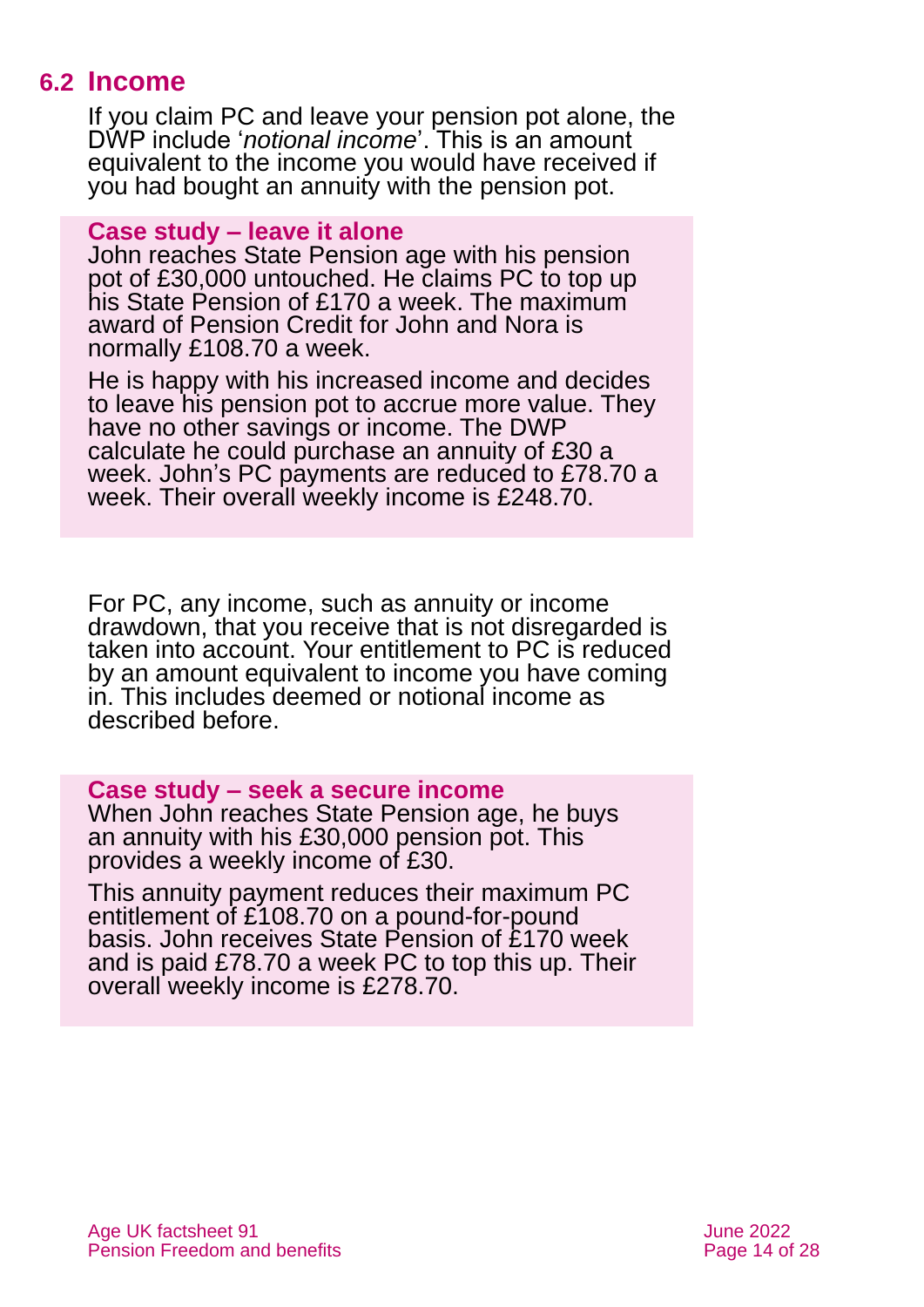## 6.2 Income

If you claim PC and leave your pension pot alone, the DWP include '*notional income*'. This is an amount equivalent to the income you would have received if you had bought an annuity with the pension pot.

**Case study – leave it alone**

John reaches State Pension age with his pension pot of £30,000 untouched. He claims PC to top up his State Pension of £170 a week. The maximum award of Pension Credit for John and Nora is normally £108.70 a week.

He is happy with his increased income and decides to leave his pension pot to accrue more value. They have no other savings or income. The DWP calculate he could purchase an annuity of £30 a week. John's PC payments are reduced to £78.70 a week. Their overall weekly income is £248.70.

For PC, any income, such as annuity or income drawdown, that you receive that is not disregarded is taken into account. Your entitlement to PC is reduced by an amount equivalent to income you have coming in. This includes deemed or notional income as described before.

**Case study – seek a secure income**

When John reaches State Pension age, he buys an annuity with his £30,000 pension pot. This provides a weekly income of £30.

This annuity payment reduces their maximum PC entitlement of £108.70 on a pound-for-pound basis. John receives State Pension of £170 week and is paid £78.70 a week PC to top this up. Their overall weekly income is £278.70.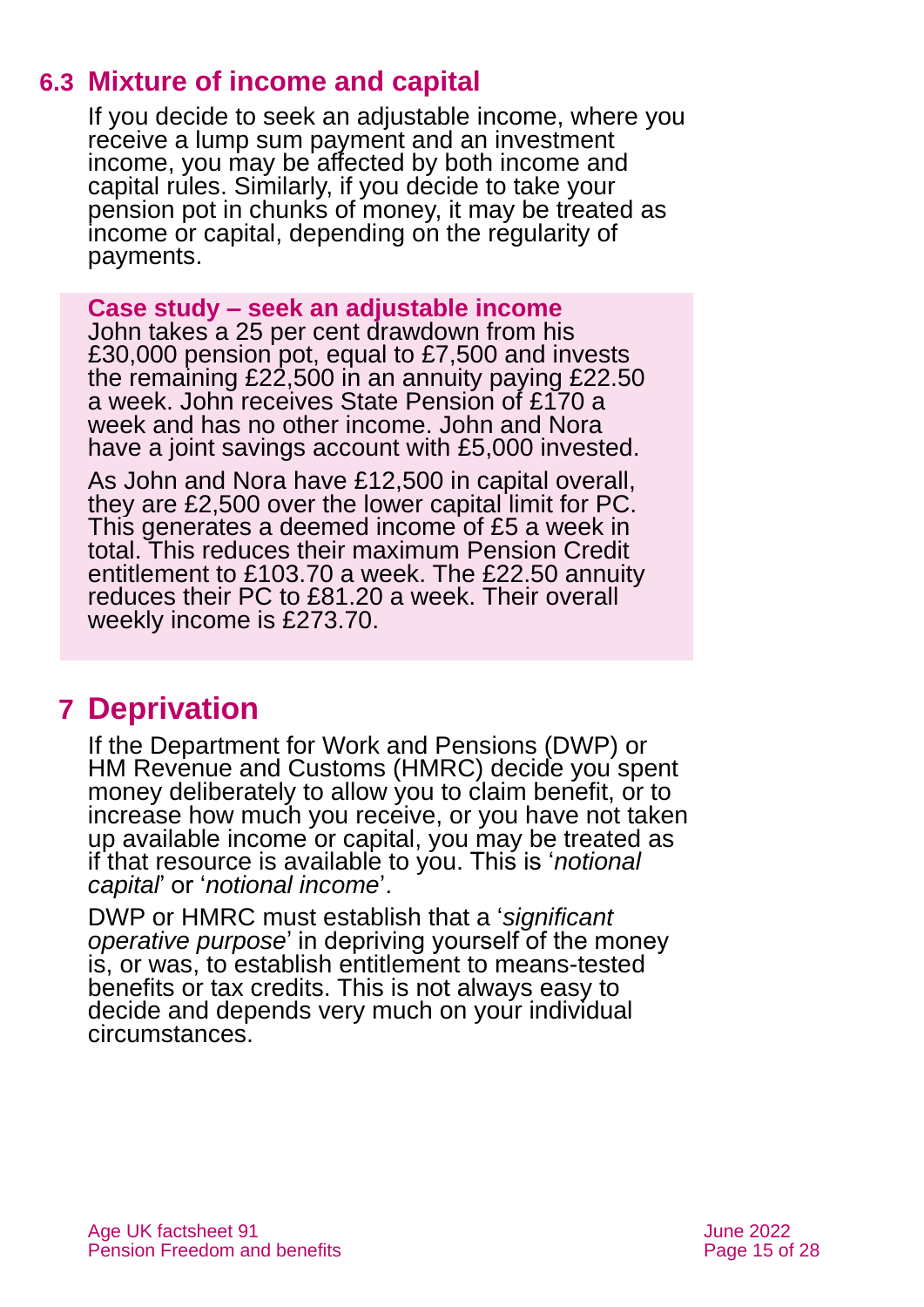## 6.3 Mixture of income and capital

If you decide to seek an adjustable income, where you receive a lump sum payment and an investment income, you may be affected by both income and capital rules. Similarly, if you decide to take your pension pot in chunks of money, it may be treated as income or capital, depending on the regularity of payments.

**Case study – seek an adjustable income**

John takes a 25 per cent drawdown from his £30,000 pension pot, equal to £7,500 and invests the remaining £22,500 in an annuity paying £22.50 a week. John receives State Pension of £170 a week and has no other income. John and Nora have a joint savings account with £5,000 invested.

As John and Nora have £12,500 in capital overall, they are £2,500 over the lower capital limit for PC. This generates a deemed income of £5 a week in total. This reduces their maximum Pension Credit entitlement to £103.70 a week. The £22.50 annuity reduces their PC to £81.20 a week. Their overall weekly income is £273.70.

# 7 Deprivation

If the Department for Work and Pensions (DWP) or HM Revenue and Customs (HMRC) decide you spent money deliberately to allow you to claim benefit, or to increase how much you receive, or you have not taken up available income or capital, you may be treated as if that resource is available to you. This is '*notional capital*' or '*notional income*'.

DWP or HMRC must establish that a '*significant operative purpose*' in depriving yourself of the money is, or was, to establish entitlement to means-tested benefits or tax credits. This is not always easy to decide and depends very much on your individual circumstances.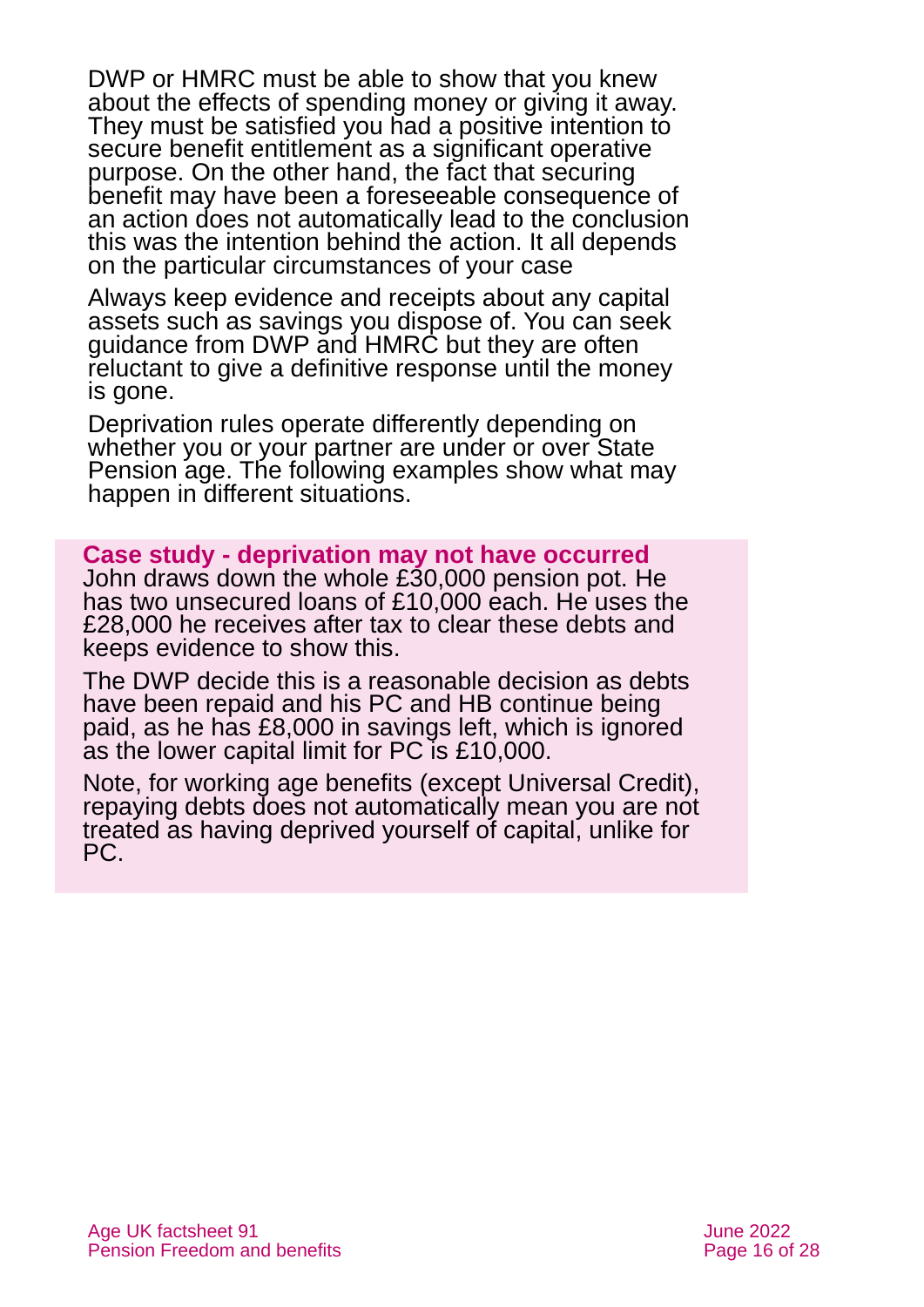DWP or HMRC must be able to show that you knew about the effects of spending money or giving it away. They must be satisfied you had a positive intention to secure benefit entitlement as a significant operative purpose. On the other hand, the fact that securing benefit may have been a foreseeable consequence of an action does not automatically lead to the conclusion this was the intention behind the action. It all depends on the particular circumstances of your case

Always keep evidence and receipts about any capital assets such as savings you dispose of. You can seek guidance from DWP and HMRC but they are often reluctant to give a definitive response until the money is gone.

Deprivation rules operate differently depending on whether you or your partner are under or over State Pension age. The following examples show what may happen in different situations.

**Case study - deprivation may not have occurred**
John draws down the whole £30,000 pension pot. He has two unsecured loans of £10,000 each. He uses the £28,000 he receives after tax to clear these debts and keeps evidence to show this.

The DWP decide this is a reasonable decision as debts have been repaid and his PC and HB continue being paid, as he has £8,000 in savings left, which is ignored as the lower capital limit for PC is £10,000.

Note, for working age benefits (except Universal Credit), repaying debts does not automatically mean you are not treated as having deprived yourself of capital, unlike for PC.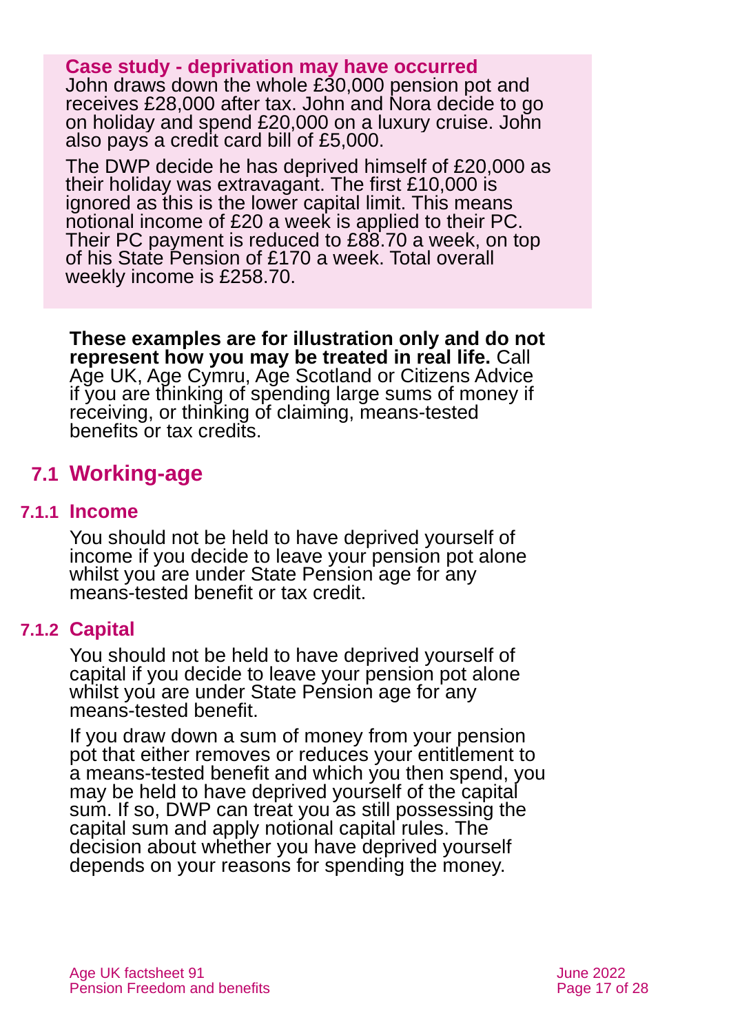**Case study - deprivation may have occurred**

John draws down the whole £30,000 pension pot and receives £28,000 after tax. John and Nora decide to go on holiday and spend £20,000 on a luxury cruise. John also pays a credit card bill of £5,000.

The DWP decide he has deprived himself of £20,000 as their holiday was extravagant. The first £10,000 is ignored as this is the lower capital limit. This means notional income of £20 a week is applied to their PC. Their PC payment is reduced to £88.70 a week, on top of his State Pension of £170 a week. Total overall weekly income is £258.70.

**These examples are for illustration only and do not represent how you may be treated in real life.** Call Age UK, Age Cymru, Age Scotland or Citizens Advice if you are thinking of spending large sums of money if receiving, or thinking of claiming, means-tested benefits or tax credits.

## 7.1 Working-age

### 7.1.1 Income

You should not be held to have deprived yourself of income if you decide to leave your pension pot alone whilst you are under State Pension age for any means-tested benefit or tax credit.

### 7.1.2 Capital

You should not be held to have deprived yourself of capital if you decide to leave your pension pot alone whilst you are under State Pension age for any means-tested benefit.

If you draw down a sum of money from your pension pot that either removes or reduces your entitlement to a means-tested benefit and which you then spend, you may be held to have deprived yourself of the capital sum. If so, DWP can treat you as still possessing the capital sum and apply notional capital rules. The decision about whether you have deprived yourself depends on your reasons for spending the money.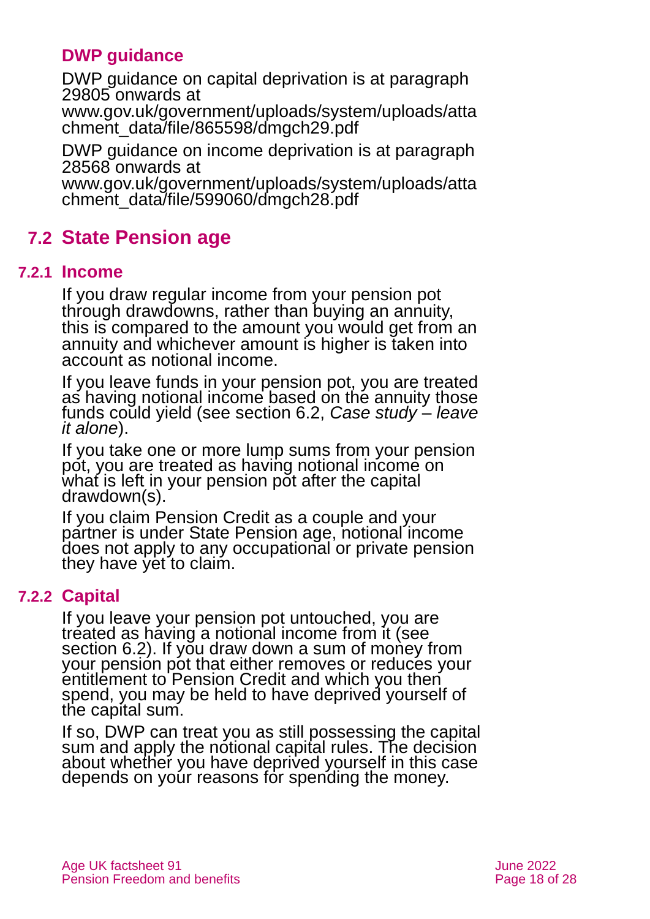### DWP guidance

DWP guidance on capital deprivation is at paragraph 29805 onwards at www.gov.uk/government/uploads/system/uploads/attachment_data/file/865598/dmgch29.pdf

DWP guidance on income deprivation is at paragraph 28568 onwards at www.gov.uk/government/uploads/system/uploads/attachment_data/file/599060/dmgch28.pdf

## 7.2 State Pension age

### 7.2.1 Income

If you draw regular income from your pension pot through drawdowns, rather than buying an annuity, this is compared to the amount you would get from an annuity and whichever amount is higher is taken into account as notional income.

If you leave funds in your pension pot, you are treated as having notional income based on the annuity those funds could yield (see section 6.2, *Case study – leave it alone*).

If you take one or more lump sums from your pension pot, you are treated as having notional income on what is left in your pension pot after the capital drawdown(s).

If you claim Pension Credit as a couple and your partner is under State Pension age, notional income does not apply to any occupational or private pension they have yet to claim.

### 7.2.2 Capital

If you leave your pension pot untouched, you are treated as having a notional income from it (see section 6.2). If you draw down a sum of money from your pension pot that either removes or reduces your entitlement to Pension Credit and which you then spend, you may be held to have deprived yourself of the capital sum.

If so, DWP can treat you as still possessing the capital sum and apply the notional capital rules. The decision about whether you have deprived yourself in this case depends on your reasons for spending the money.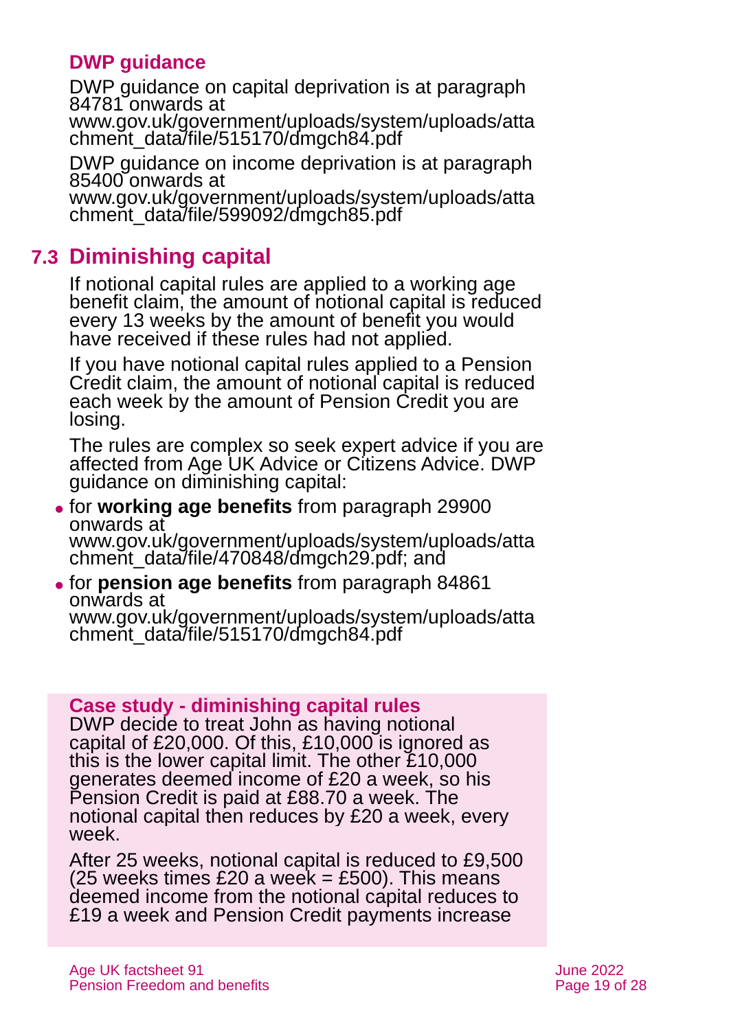### DWP guidance

DWP guidance on capital deprivation is at paragraph 84781 onwards at www.gov.uk/government/uploads/system/uploads/attachment_data/file/515170/dmgch84.pdf

DWP guidance on income deprivation is at paragraph 85400 onwards at www.gov.uk/government/uploads/system/uploads/attachment_data/file/599092/dmgch85.pdf

## 7.3 Diminishing capital

If notional capital rules are applied to a working age benefit claim, the amount of notional capital is reduced every 13 weeks by the amount of benefit you would have received if these rules had not applied.

If you have notional capital rules applied to a Pension Credit claim, the amount of notional capital is reduced each week by the amount of Pension Credit you are losing.

The rules are complex so seek expert advice if you are affected from Age UK Advice or Citizens Advice. DWP guidance on diminishing capital:

- for **working age benefits** from paragraph 29900 onwards at www.gov.uk/government/uploads/system/uploads/attachment_data/file/470848/dmgch29.pdf; and
- for **pension age benefits** from paragraph 84861 onwards at www.gov.uk/government/uploads/system/uploads/attachment_data/file/515170/dmgch84.pdf

### Case study - diminishing capital rules

DWP decide to treat John as having notional capital of £20,000. Of this, £10,000 is ignored as this is the lower capital limit. The other £10,000 generates deemed income of £20 a week, so his Pension Credit is paid at £88.70 a week. The notional capital then reduces by £20 a week, every week.

After 25 weeks, notional capital is reduced to £9,500 (25 weeks times £20 a week = £500). This means deemed income from the notional capital reduces to £19 a week and Pension Credit payments increase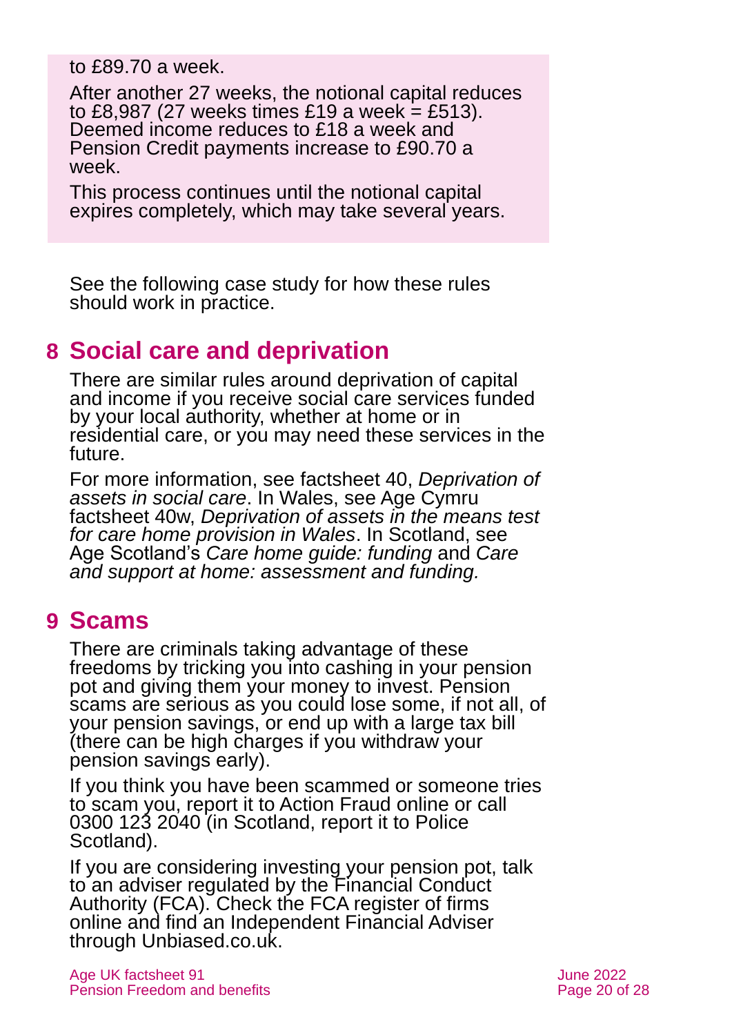to £89.70 a week.

After another 27 weeks, the notional capital reduces to £8,987 (27 weeks times £19 a week = £513). Deemed income reduces to £18 a week and Pension Credit payments increase to £90.70 a week.

This process continues until the notional capital expires completely, which may take several years.

See the following case study for how these rules should work in practice.

## 8 Social care and deprivation

There are similar rules around deprivation of capital and income if you receive social care services funded by your local authority, whether at home or in residential care, or you may need these services in the future.

For more information, see factsheet 40, *Deprivation of assets in social care*. In Wales, see Age Cymru factsheet 40w, *Deprivation of assets in the means test for care home provision in Wales*. In Scotland, see Age Scotland's *Care home guide: funding* and *Care and support at home: assessment and funding.*

## 9 Scams

There are criminals taking advantage of these freedoms by tricking you into cashing in your pension pot and giving them your money to invest. Pension scams are serious as you could lose some, if not all, of your pension savings, or end up with a large tax bill (there can be high charges if you withdraw your pension savings early).

If you think you have been scammed or someone tries to scam you, report it to Action Fraud online or call 0300 123 2040 (in Scotland, report it to Police Scotland).

If you are considering investing your pension pot, talk to an adviser regulated by the Financial Conduct Authority (FCA). Check the FCA register of firms online and find an Independent Financial Adviser through Unbiased.co.uk.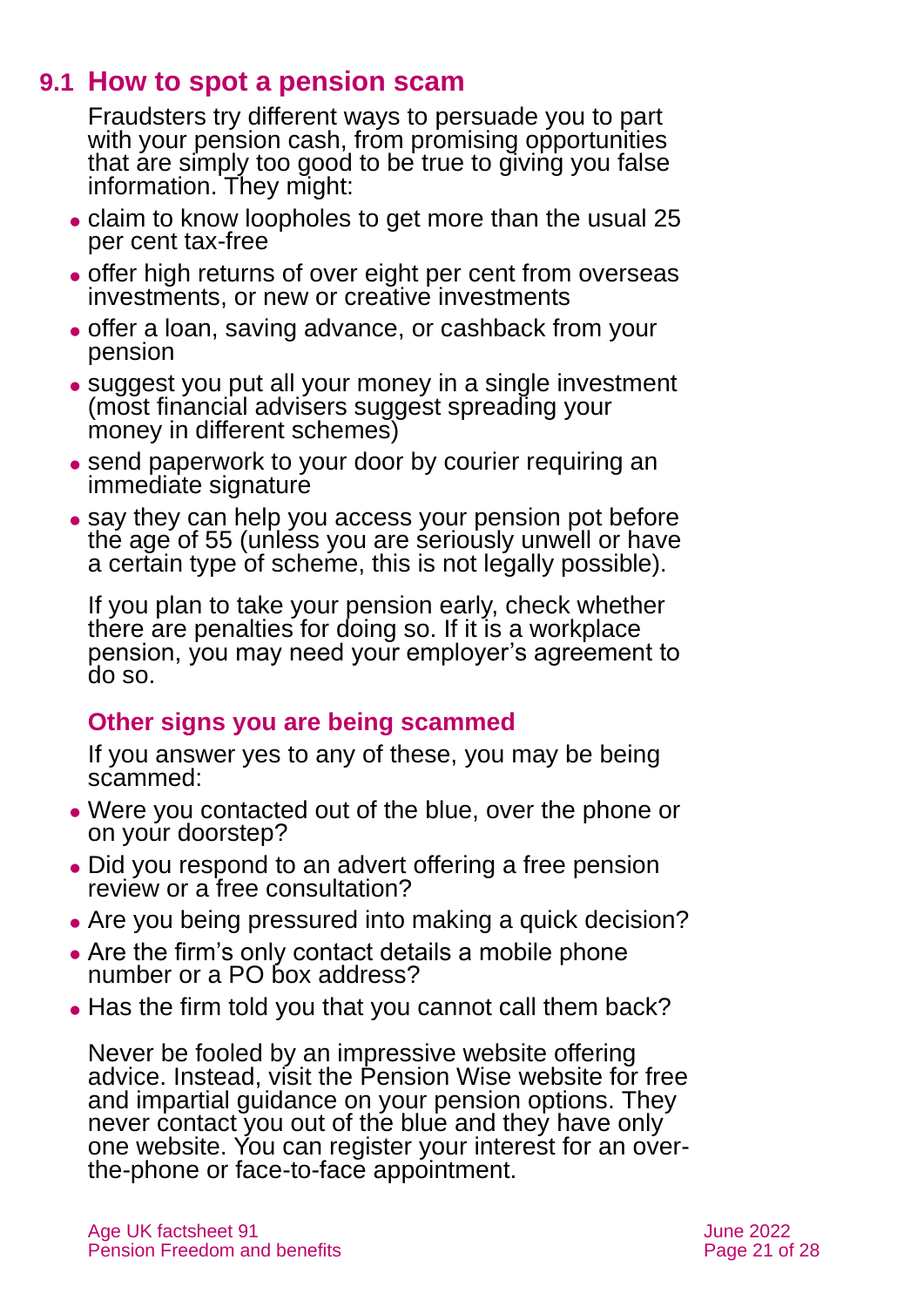## 9.1 How to spot a pension scam

Fraudsters try different ways to persuade you to part with your pension cash, from promising opportunities that are simply too good to be true to giving you false information. They might:

- claim to know loopholes to get more than the usual 25 per cent tax-free
- offer high returns of over eight per cent from overseas investments, or new or creative investments
- offer a loan, saving advance, or cashback from your pension
- suggest you put all your money in a single investment (most financial advisers suggest spreading your money in different schemes)
- send paperwork to your door by courier requiring an immediate signature
- say they can help you access your pension pot before the age of 55 (unless you are seriously unwell or have a certain type of scheme, this is not legally possible).

If you plan to take your pension early, check whether there are penalties for doing so. If it is a workplace pension, you may need your employer's agreement to do so.

### Other signs you are being scammed

If you answer yes to any of these, you may be being scammed:

- Were you contacted out of the blue, over the phone or on your doorstep?
- Did you respond to an advert offering a free pension review or a free consultation?
- Are you being pressured into making a quick decision?
- Are the firm's only contact details a mobile phone number or a PO box address?
- Has the firm told you that you cannot call them back?

Never be fooled by an impressive website offering advice. Instead, visit the Pension Wise website for free and impartial guidance on your pension options. They never contact you out of the blue and they have only one website. You can register your interest for an over-the-phone or face-to-face appointment.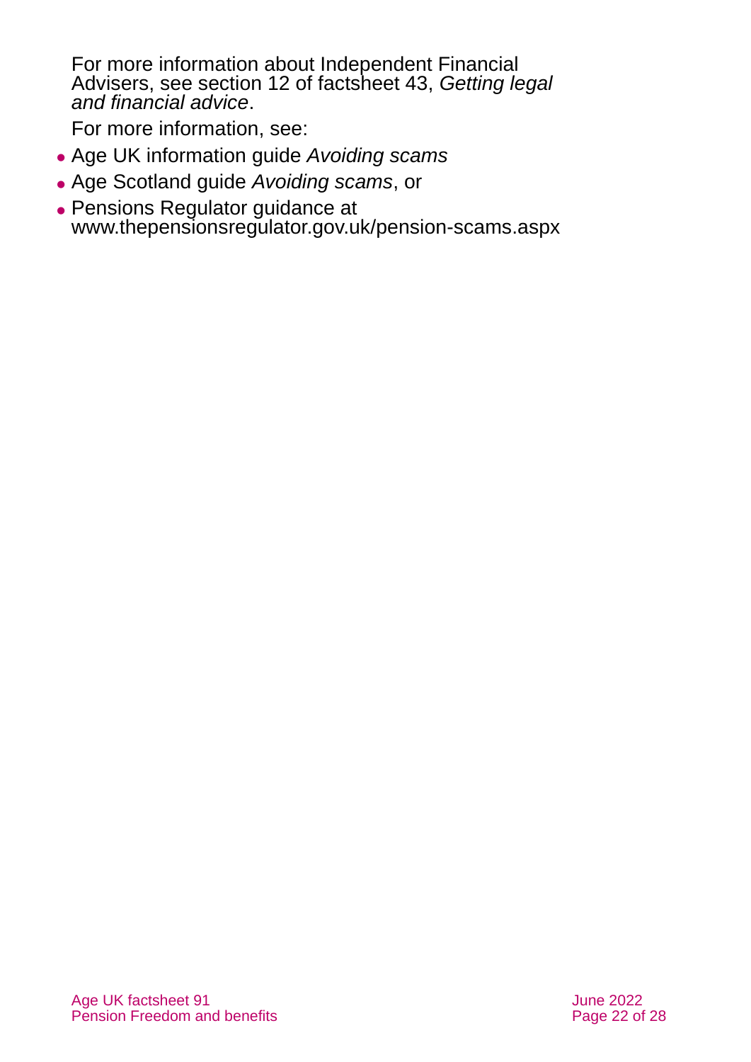For more information about Independent Financial Advisers, see section 12 of factsheet 43, *Getting legal and financial advice*.

For more information, see:

- Age UK information guide *Avoiding scams*
- Age Scotland guide *Avoiding scams*, or
- Pensions Regulator guidance at www.thepensionsregulator.gov.uk/pension-scams.aspx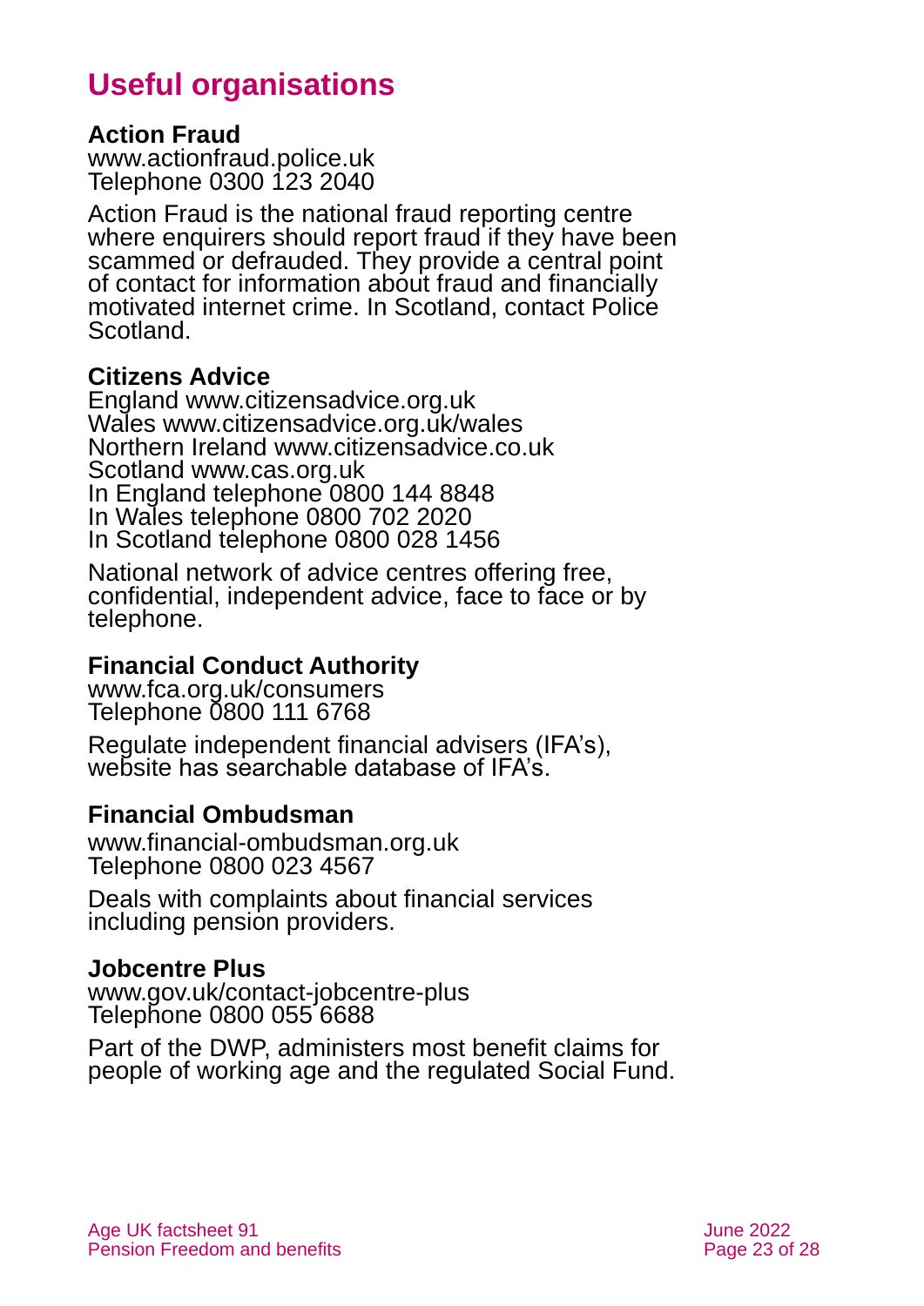# Useful organisations

**Action Fraud**
www.actionfraud.police.uk
Telephone 0300 123 2040

Action Fraud is the national fraud reporting centre where enquirers should report fraud if they have been scammed or defrauded. They provide a central point of contact for information about fraud and financially motivated internet crime. In Scotland, contact Police Scotland.

**Citizens Advice**
England www.citizensadvice.org.uk
Wales www.citizensadvice.org.uk/wales
Northern Ireland www.citizensadvice.co.uk
Scotland www.cas.org.uk
In England telephone 0800 144 8848
In Wales telephone 0800 702 2020
In Scotland telephone 0800 028 1456

National network of advice centres offering free, confidential, independent advice, face to face or by telephone.

**Financial Conduct Authority**
www.fca.org.uk/consumers
Telephone 0800 111 6768

Regulate independent financial advisers (IFA's), website has searchable database of IFA's.

**Financial Ombudsman**
www.financial-ombudsman.org.uk
Telephone 0800 023 4567

Deals with complaints about financial services including pension providers.

**Jobcentre Plus**
www.gov.uk/contact-jobcentre-plus
Telephone 0800 055 6688

Part of the DWP, administers most benefit claims for people of working age and the regulated Social Fund.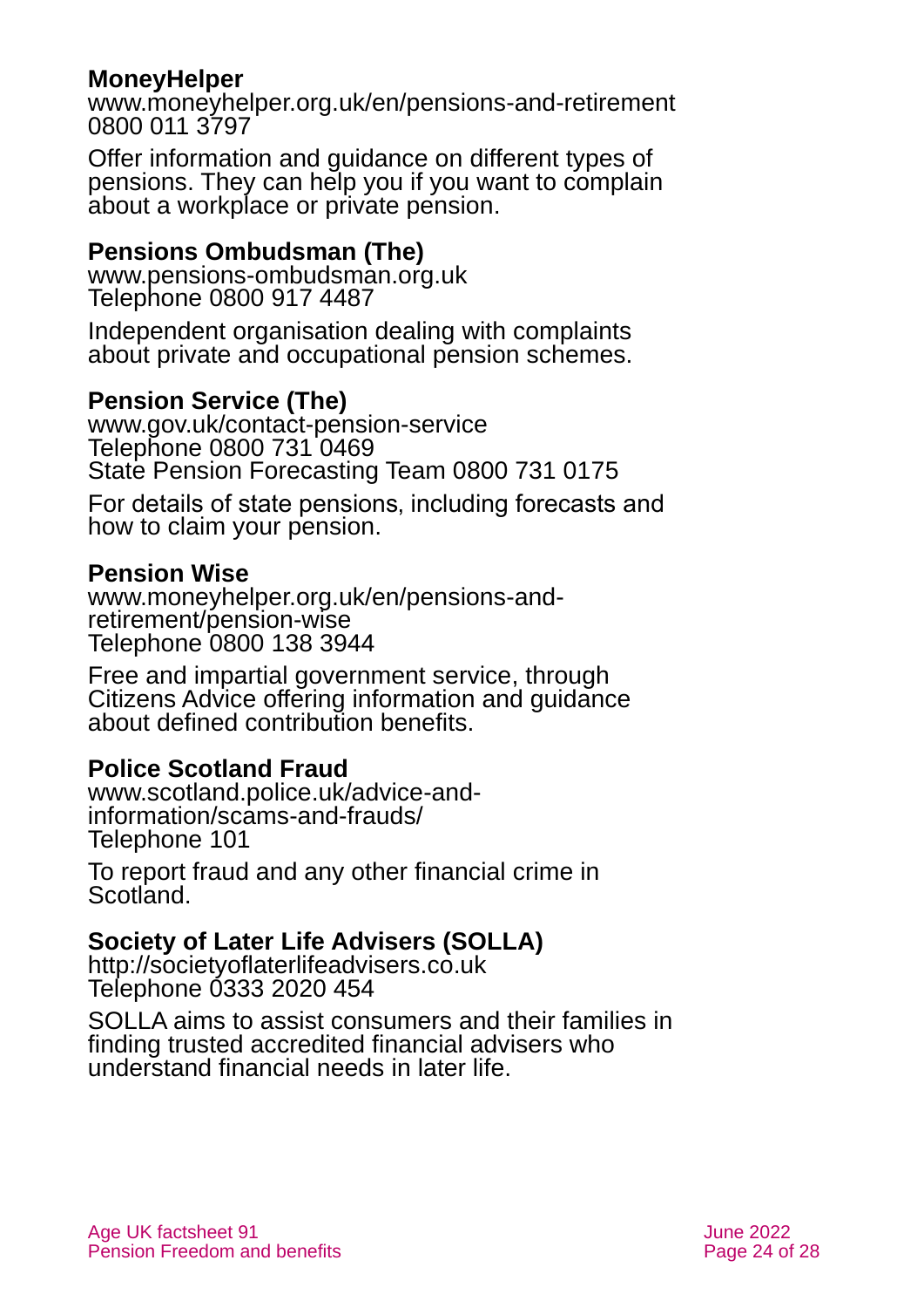**MoneyHelper**
www.moneyhelper.org.uk/en/pensions-and-retirement
0800 011 3797

Offer information and guidance on different types of pensions. They can help you if you want to complain about a workplace or private pension.

**Pensions Ombudsman (The)**
www.pensions-ombudsman.org.uk
Telephone 0800 917 4487

Independent organisation dealing with complaints about private and occupational pension schemes.

**Pension Service (The)**
www.gov.uk/contact-pension-service
Telephone 0800 731 0469
State Pension Forecasting Team 0800 731 0175

For details of state pensions, including forecasts and how to claim your pension.

**Pension Wise**
www.moneyhelper.org.uk/en/pensions-and-retirement/pension-wise
Telephone 0800 138 3944

Free and impartial government service, through Citizens Advice offering information and guidance about defined contribution benefits.

**Police Scotland Fraud**
www.scotland.police.uk/advice-and-information/scams-and-frauds/
Telephone 101

To report fraud and any other financial crime in Scotland.

**Society of Later Life Advisers (SOLLA)**
http://societyoflaterlifeadvisers.co.uk
Telephone 0333 2020 454

SOLLA aims to assist consumers and their families in finding trusted accredited financial advisers who understand financial needs in later life.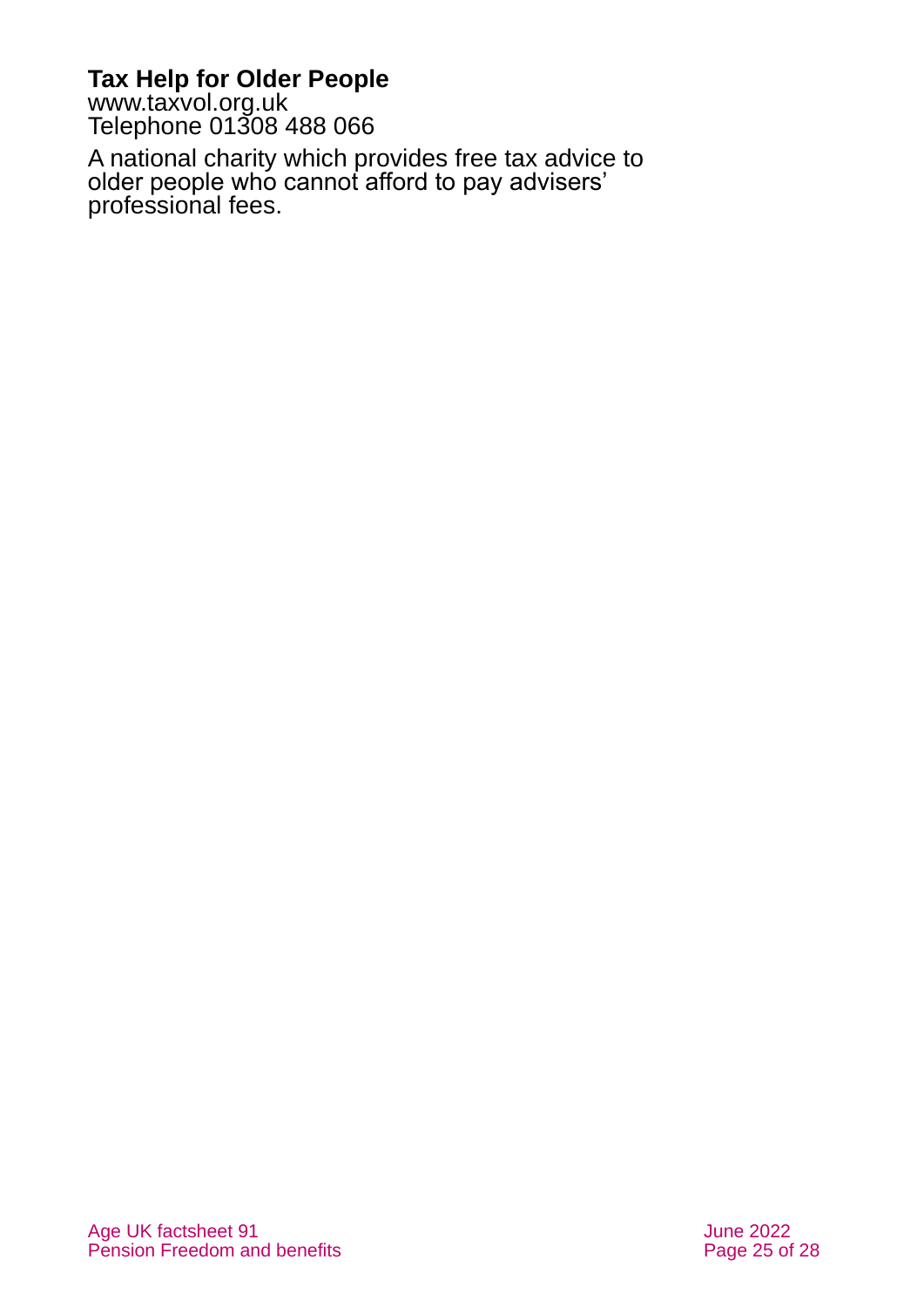**Tax Help for Older People**
www.taxvol.org.uk
Telephone 01308 488 066

A national charity which provides free tax advice to older people who cannot afford to pay advisers' professional fees.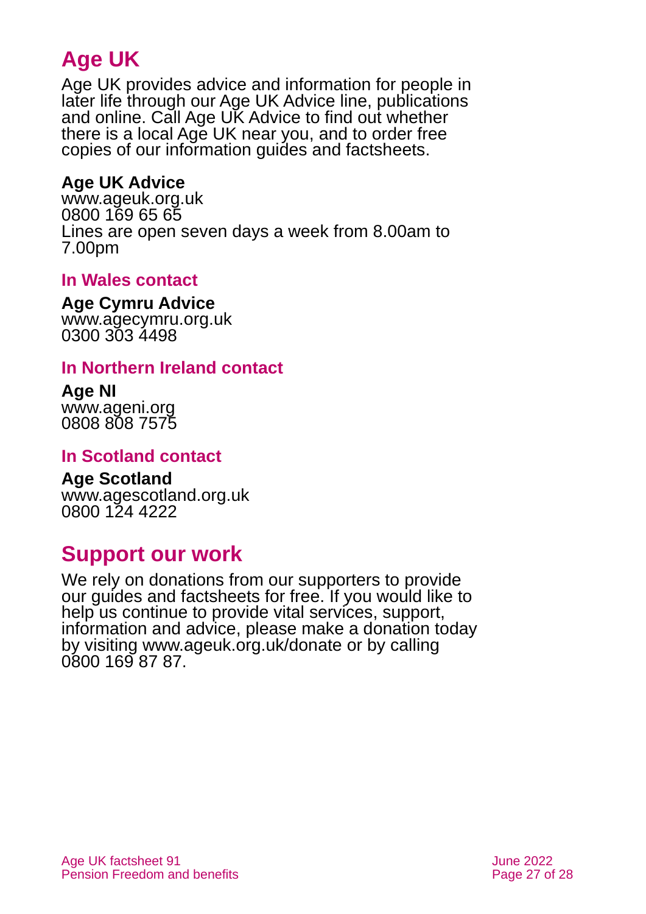## Age UK

Age UK provides advice and information for people in later life through our Age UK Advice line, publications and online. Call Age UK Advice to find out whether there is a local Age UK near you, and to order free copies of our information guides and factsheets.

**Age UK Advice**
www.ageuk.org.uk
0800 169 65 65
Lines are open seven days a week from 8.00am to 7.00pm

### In Wales contact

**Age Cymru Advice**
www.agecymru.org.uk
0300 303 4498

### In Northern Ireland contact

**Age NI**
www.ageni.org
0808 808 7575

### In Scotland contact

**Age Scotland**
www.agescotland.org.uk
0800 124 4222

## Support our work

We rely on donations from our supporters to provide our guides and factsheets for free. If you would like to help us continue to provide vital services, support, information and advice, please make a donation today by visiting www.ageuk.org.uk/donate or by calling 0800 169 87 87.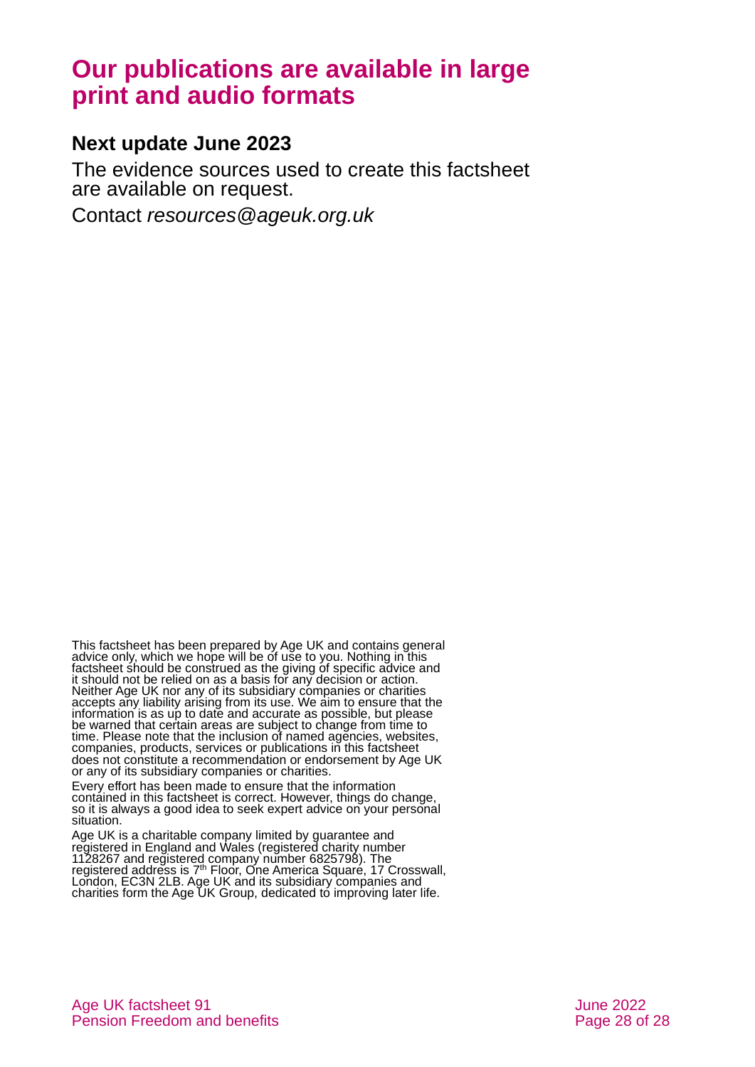# Our publications are available in large print and audio formats

## Next update June 2023

The evidence sources used to create this factsheet are available on request.

Contact *resources@ageuk.org.uk*

This factsheet has been prepared by Age UK and contains general advice only, which we hope will be of use to you. Nothing in this factsheet should be construed as the giving of specific advice and it should not be relied on as a basis for any decision or action. Neither Age UK nor any of its subsidiary companies or charities accepts any liability arising from its use. We aim to ensure that the information is as up to date and accurate as possible, but please be warned that certain areas are subject to change from time to time. Please note that the inclusion of named agencies, websites, companies, products, services or publications in this factsheet does not constitute a recommendation or endorsement by Age UK or any of its subsidiary companies or charities.

Every effort has been made to ensure that the information contained in this factsheet is correct. However, things do change, so it is always a good idea to seek expert advice on your personal situation.

Age UK is a charitable company limited by guarantee and registered in England and Wales (registered charity number 1128267 and registered company number 6825798). The registered address is 7th Floor, One America Square, 17 Crosswall, London, EC3N 2LB. Age UK and its subsidiary companies and charities form the Age UK Group, dedicated to improving later life.